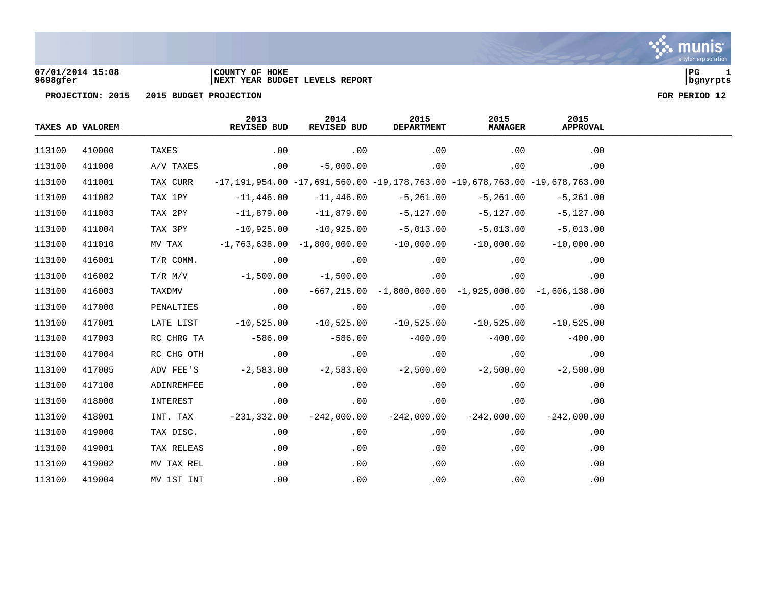07/01/2014 15:08
9698gfer

COUNTY OF HOKE
NEXT YEAR BUDGET LEVELS REPORT

PG 1
bgnyrpts

PROJECTION: 2015 2015 BUDGET PROJECTION

FOR PERIOD 12

| TAXES AD VALOREM | | | 2013 REVISED BUD | 2014 REVISED BUD | 2015 DEPARTMENT | 2015 MANAGER | 2015 APPROVAL |
|---|---|---|---|---|---|---|---|
| 113100 | 410000 | TAXES | .00 | .00 | .00 | .00 | .00 |
| 113100 | 411000 | A/V TAXES | .00 | -5,000.00 | .00 | .00 | .00 |
| 113100 | 411001 | TAX CURR | -17,191,954.00 | -17,691,560.00 | -19,178,763.00 | -19,678,763.00 | -19,678,763.00 |
| 113100 | 411002 | TAX 1PY | -11,446.00 | -11,446.00 | -5,261.00 | -5,261.00 | -5,261.00 |
| 113100 | 411003 | TAX 2PY | -11,879.00 | -11,879.00 | -5,127.00 | -5,127.00 | -5,127.00 |
| 113100 | 411004 | TAX 3PY | -10,925.00 | -10,925.00 | -5,013.00 | -5,013.00 | -5,013.00 |
| 113100 | 411010 | MV TAX | -1,763,638.00 | -1,800,000.00 | -10,000.00 | -10,000.00 | -10,000.00 |
| 113100 | 416001 | T/R COMM. | .00 | .00 | .00 | .00 | .00 |
| 113100 | 416002 | T/R M/V | -1,500.00 | -1,500.00 | .00 | .00 | .00 |
| 113100 | 416003 | TAXDMV | .00 | -667,215.00 | -1,800,000.00 | -1,925,000.00 | -1,606,138.00 |
| 113100 | 417000 | PENALTIES | .00 | .00 | .00 | .00 | .00 |
| 113100 | 417001 | LATE LIST | -10,525.00 | -10,525.00 | -10,525.00 | -10,525.00 | -10,525.00 |
| 113100 | 417003 | RC CHRG TA | -586.00 | -586.00 | -400.00 | -400.00 | -400.00 |
| 113100 | 417004 | RC CHG OTH | .00 | .00 | .00 | .00 | .00 |
| 113100 | 417005 | ADV FEE'S | -2,583.00 | -2,583.00 | -2,500.00 | -2,500.00 | -2,500.00 |
| 113100 | 417100 | ADINREMFEE | .00 | .00 | .00 | .00 | .00 |
| 113100 | 418000 | INTEREST | .00 | .00 | .00 | .00 | .00 |
| 113100 | 418001 | INT. TAX | -231,332.00 | -242,000.00 | -242,000.00 | -242,000.00 | -242,000.00 |
| 113100 | 419000 | TAX DISC. | .00 | .00 | .00 | .00 | .00 |
| 113100 | 419001 | TAX RELEAS | .00 | .00 | .00 | .00 | .00 |
| 113100 | 419002 | MV TAX REL | .00 | .00 | .00 | .00 | .00 |
| 113100 | 419004 | MV 1ST INT | .00 | .00 | .00 | .00 | .00 |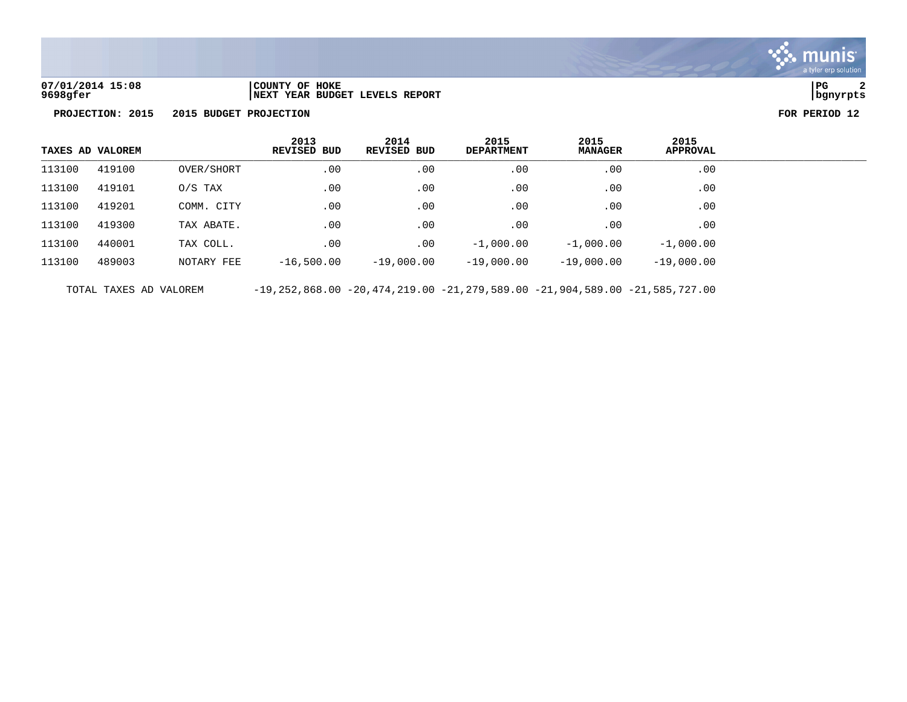07/01/2014 15:08
9698gfer

COUNTY OF HOKE
NEXT YEAR BUDGET LEVELS REPORT

**PROJECTION: 2015 2015 BUDGET PROJECTION** **FOR PERIOD 12**

| TAXES AD VALOREM | | | 2013 REVISED BUD | 2014 REVISED BUD | 2015 DEPARTMENT | 2015 MANAGER | 2015 APPROVAL |
|---|---|---|---|---|---|---|---|
| 113100 | 419100 | OVER/SHORT | .00 | .00 | .00 | .00 | .00 |
| 113100 | 419101 | O/S TAX | .00 | .00 | .00 | .00 | .00 |
| 113100 | 419201 | COMM. CITY | .00 | .00 | .00 | .00 | .00 |
| 113100 | 419300 | TAX ABATE. | .00 | .00 | .00 | .00 | .00 |
| 113100 | 440001 | TAX COLL. | .00 | .00 | -1,000.00 | -1,000.00 | -1,000.00 |
| 113100 | 489003 | NOTARY FEE | -16,500.00 | -19,000.00 | -19,000.00 | -19,000.00 | -19,000.00 |
| TOTAL TAXES AD VALOREM | | | -19,252,868.00 | -20,474,219.00 | -21,279,589.00 | -21,904,589.00 | -21,585,727.00 |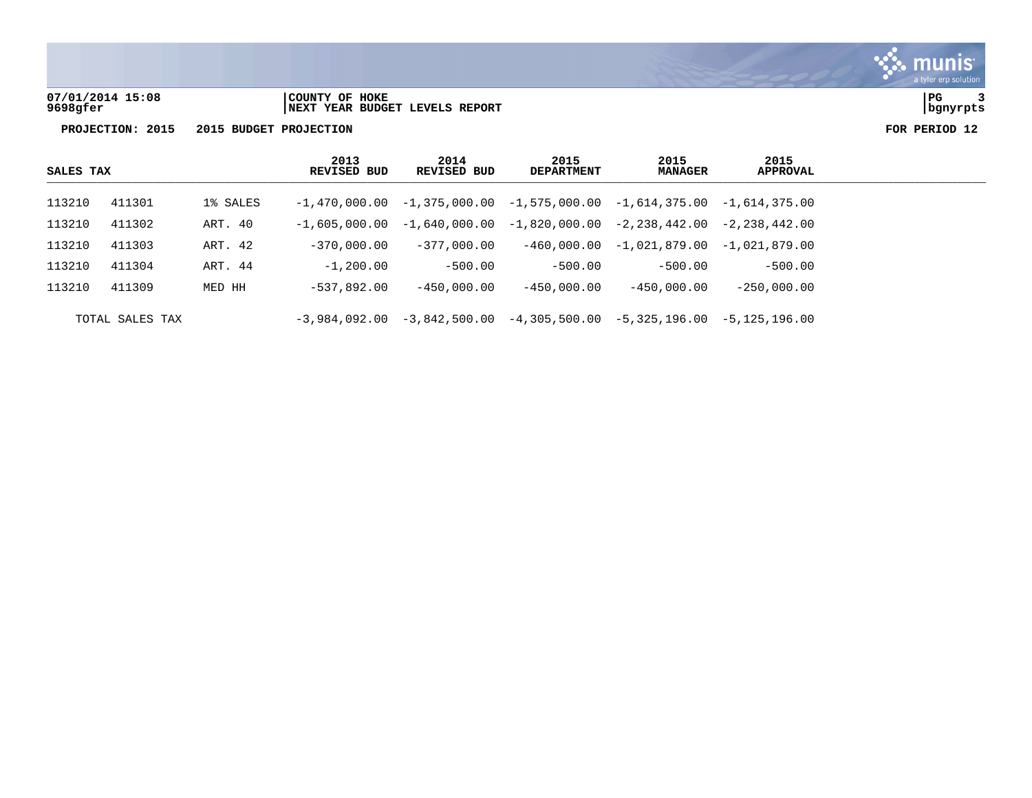07/01/2014 15:08 | COUNTY OF HOKE
9698gfer | NEXT YEAR BUDGET LEVELS REPORT

**PROJECTION: 2015 2015 BUDGET PROJECTION** **FOR PERIOD 12**

| SALES TAX | | | 2013 REVISED BUD | 2014 REVISED BUD | 2015 DEPARTMENT | 2015 MANAGER | 2015 APPROVAL |
|---|---|---|---|---|---|---|---|
| 113210 | 411301 | 1% SALES | -1,470,000.00 | -1,375,000.00 | -1,575,000.00 | -1,614,375.00 | -1,614,375.00 |
| 113210 | 411302 | ART. 40 | -1,605,000.00 | -1,640,000.00 | -1,820,000.00 | -2,238,442.00 | -2,238,442.00 |
| 113210 | 411303 | ART. 42 | -370,000.00 | -377,000.00 | -460,000.00 | -1,021,879.00 | -1,021,879.00 |
| 113210 | 411304 | ART. 44 | -1,200.00 | -500.00 | -500.00 | -500.00 | -500.00 |
| 113210 | 411309 | MED HH | -537,892.00 | -450,000.00 | -450,000.00 | -450,000.00 | -250,000.00 |
| TOTAL SALES TAX | | | -3,984,092.00 | -3,842,500.00 | -4,305,500.00 | -5,325,196.00 | -5,125,196.00 |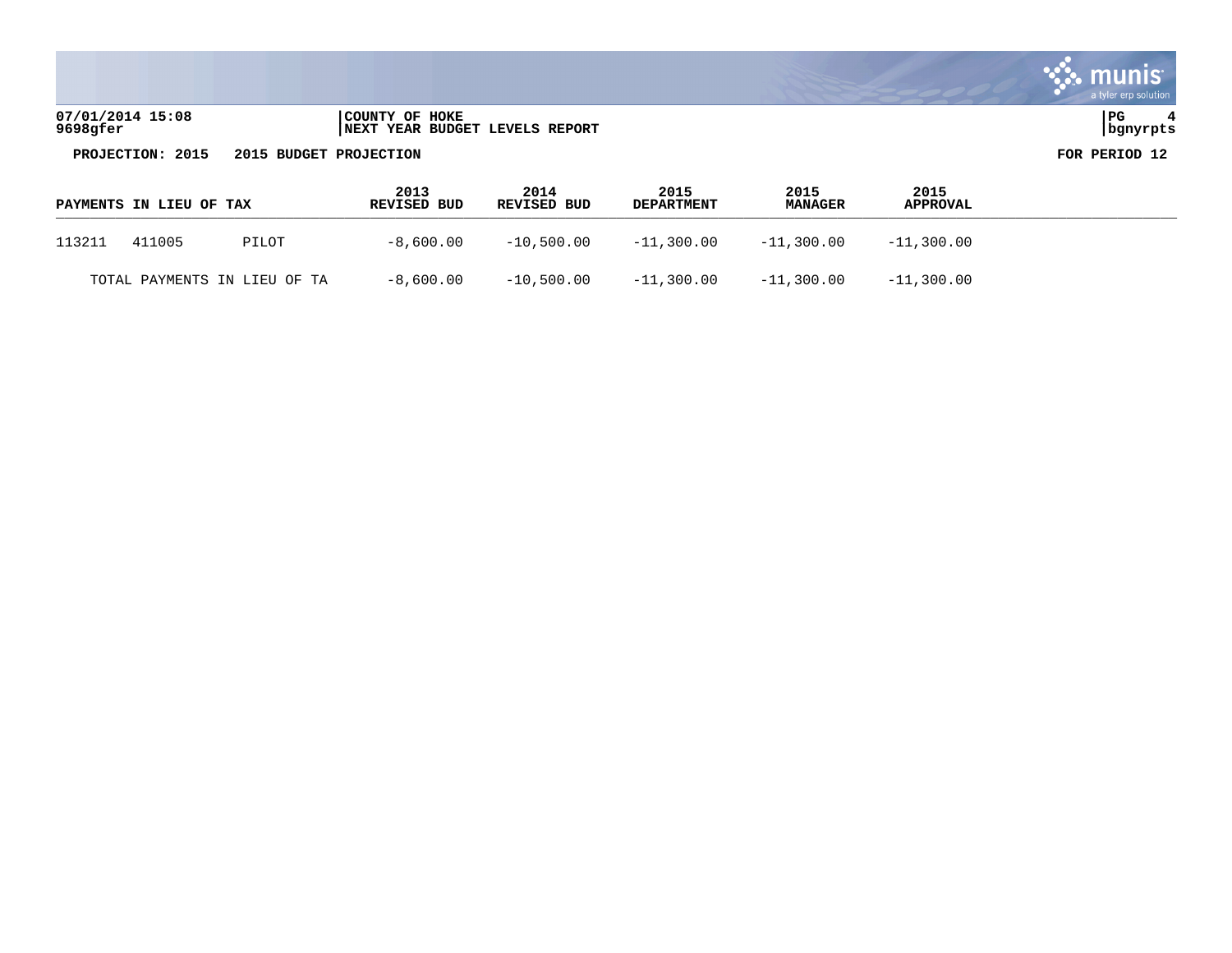**07/01/2014 15:08** | **COUNTY OF HOKE**
**9698gfer** | **NEXT YEAR BUDGET LEVELS REPORT**

**PROJECTION: 2015 2015 BUDGET PROJECTION** **FOR PERIOD 12**

| PAYMENTS IN LIEU OF TAX | | | 2013 REVISED BUD | 2014 REVISED BUD | 2015 DEPARTMENT | 2015 MANAGER | 2015 APPROVAL |
|---|---|---|---|---|---|---|---|
| 113211 | 411005 | PILOT | -8,600.00 | -10,500.00 | -11,300.00 | -11,300.00 | -11,300.00 |
| TOTAL PAYMENTS IN LIEU OF TA | | | -8,600.00 | -10,500.00 | -11,300.00 | -11,300.00 | -11,300.00 |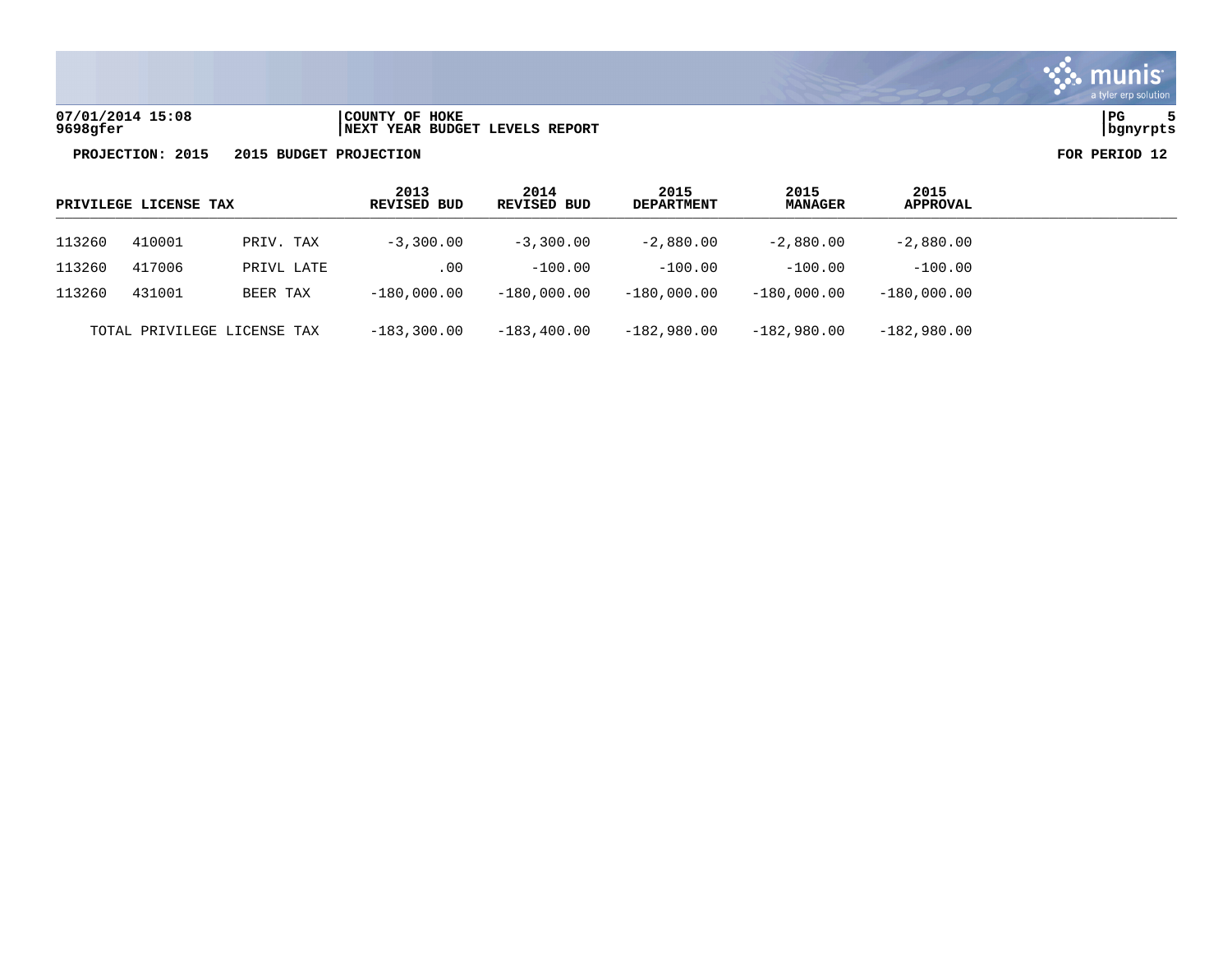**07/01/2014 15:08** | **COUNTY OF HOKE**
**9698gfer** | **NEXT YEAR BUDGET LEVELS REPORT**

**PROJECTION: 2015 2015 BUDGET PROJECTION** **FOR PERIOD 12**

| PRIVILEGE LICENSE TAX | | | 2013 REVISED BUD | 2014 REVISED BUD | 2015 DEPARTMENT | 2015 MANAGER | 2015 APPROVAL |
|---|---|---|---|---|---|---|---|
| 113260 | 410001 | PRIV. TAX | -3,300.00 | -3,300.00 | -2,880.00 | -2,880.00 | -2,880.00 |
| 113260 | 417006 | PRIVL LATE | .00 | -100.00 | -100.00 | -100.00 | -100.00 |
| 113260 | 431001 | BEER TAX | -180,000.00 | -180,000.00 | -180,000.00 | -180,000.00 | -180,000.00 |
| TOTAL PRIVILEGE LICENSE TAX | | | -183,300.00 | -183,400.00 | -182,980.00 | -182,980.00 | -182,980.00 |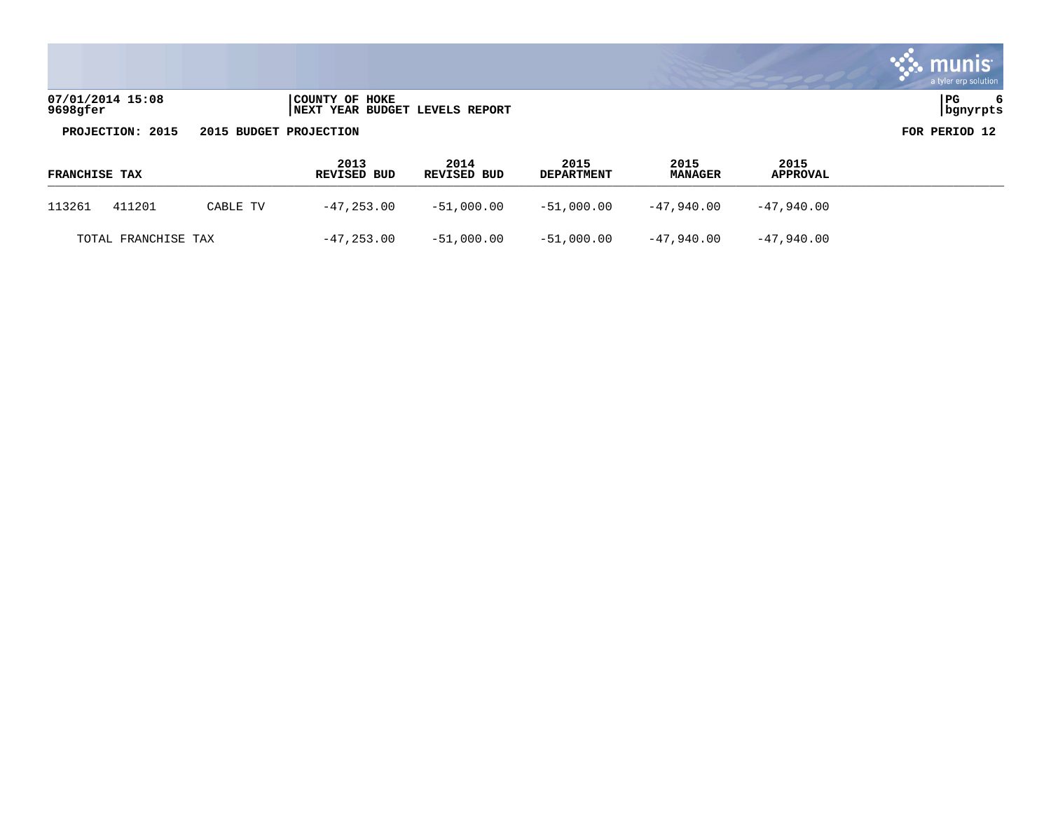07/01/2014 15:08 | COUNTY OF HOKE
9698gfer | NEXT YEAR BUDGET LEVELS REPORT

PROJECTION: 2015 2015 BUDGET PROJECTION | FOR PERIOD 12

| FRANCHISE TAX | | | 2013 REVISED BUD | 2014 REVISED BUD | 2015 DEPARTMENT | 2015 MANAGER | 2015 APPROVAL |
|---|---|---|---|---|---|---|---|
| 113261 | 411201 | CABLE TV | -47,253.00 | -51,000.00 | -51,000.00 | -47,940.00 | -47,940.00 |
| TOTAL FRANCHISE TAX | | | -47,253.00 | -51,000.00 | -51,000.00 | -47,940.00 | -47,940.00 |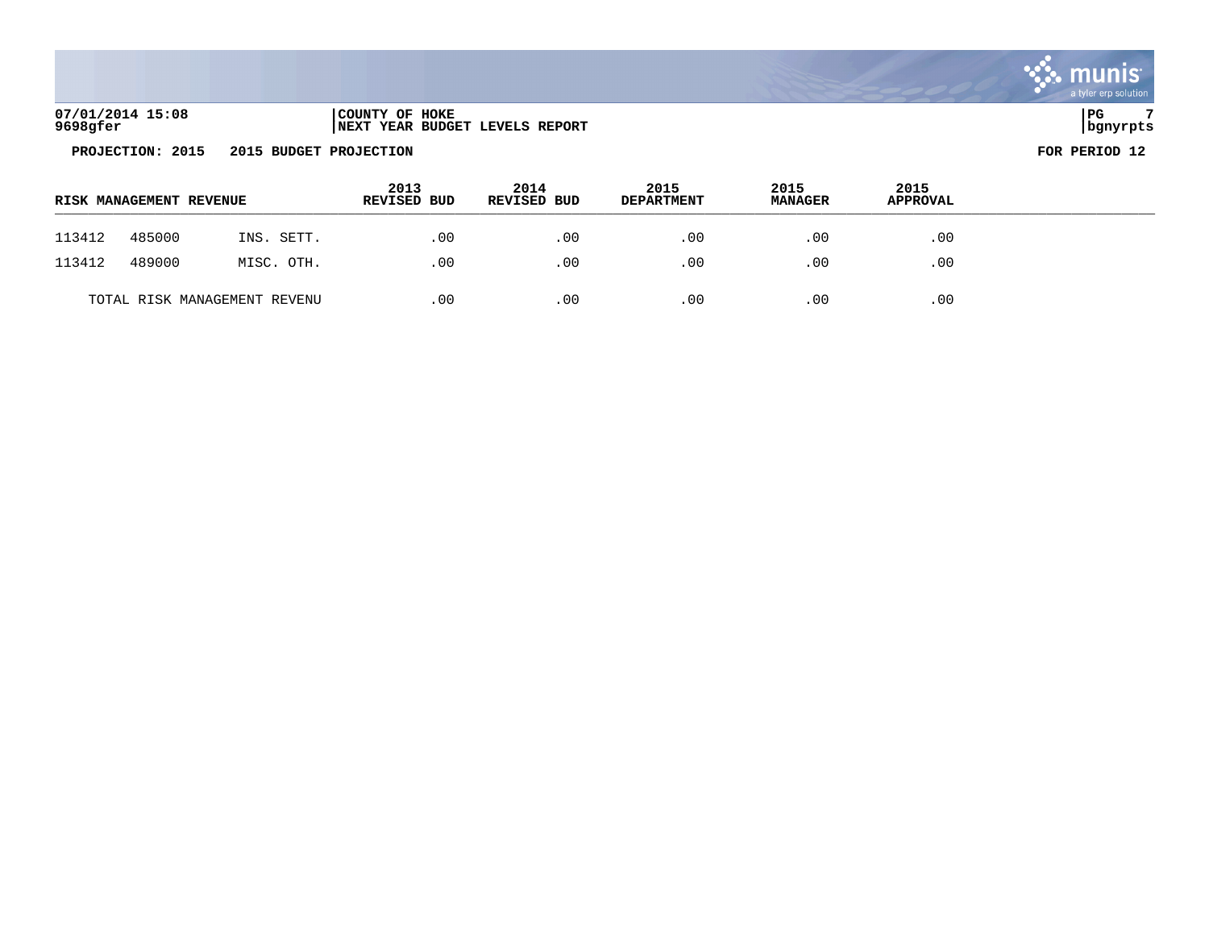**07/01/2014 15:08** | **COUNTY OF HOKE** | **PG 7**
**9698gfer** | **NEXT YEAR BUDGET LEVELS REPORT** | **bgnyrpts**

**PROJECTION: 2015 2015 BUDGET PROJECTION** **FOR PERIOD 12**

| RISK MANAGEMENT REVENUE | | | 2013 REVISED BUD | 2014 REVISED BUD | 2015 DEPARTMENT | 2015 MANAGER | 2015 APPROVAL |
|---|---|---|---|---|---|---|---|
| 113412 | 485000 | INS. SETT. | .00 | .00 | .00 | .00 | .00 |
| 113412 | 489000 | MISC. OTH. | .00 | .00 | .00 | .00 | .00 |
| TOTAL RISK MANAGEMENT REVENU | | | .00 | .00 | .00 | .00 | .00 |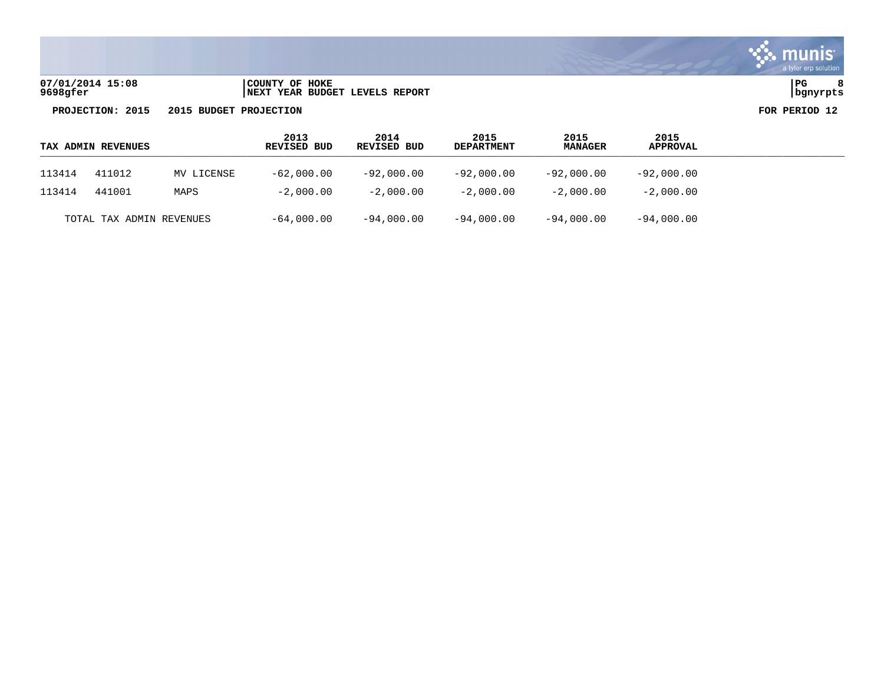07/01/2014 15:08
9698gfer

COUNTY OF HOKE
NEXT YEAR BUDGET LEVELS REPORT

bgnyrpts

**PROJECTION: 2015 2015 BUDGET PROJECTION** **FOR PERIOD 12**

| TAX ADMIN REVENUES | | | 2013 REVISED BUD | 2014 REVISED BUD | 2015 DEPARTMENT | 2015 MANAGER | 2015 APPROVAL |
|---|---|---|---|---|---|---|---|
| 113414 | 411012 | MV LICENSE | -62,000.00 | -92,000.00 | -92,000.00 | -92,000.00 | -92,000.00 |
| 113414 | 441001 | MAPS | -2,000.00 | -2,000.00 | -2,000.00 | -2,000.00 | -2,000.00 |
| TOTAL TAX ADMIN REVENUES | | | -64,000.00 | -94,000.00 | -94,000.00 | -94,000.00 | -94,000.00 |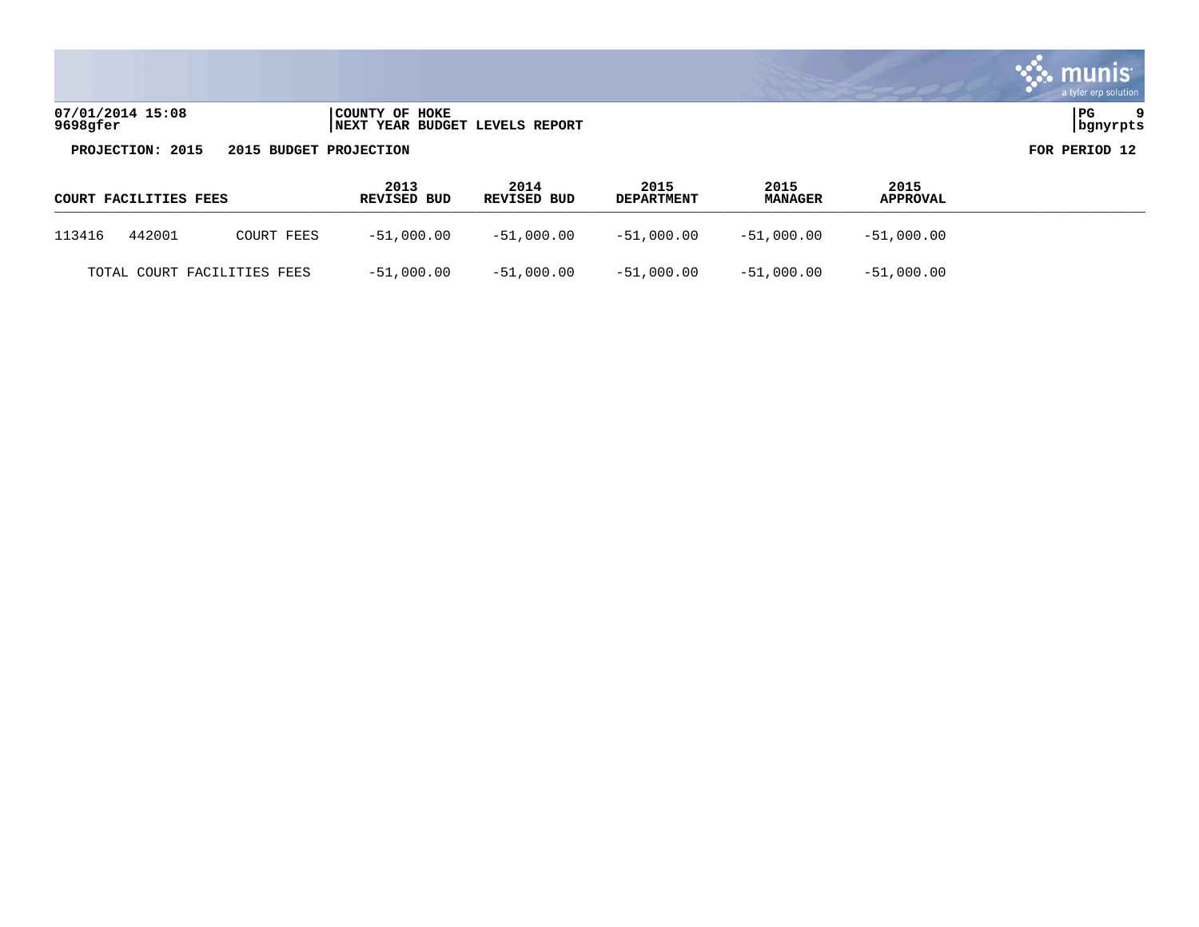07/01/2014 15:08
9698gfer

COUNTY OF HOKE
NEXT YEAR BUDGET LEVELS REPORT

PG 9
bgnyrpts

**PROJECTION: 2015 2015 BUDGET PROJECTION** **FOR PERIOD 12**

| COURT FACILITIES FEES | | | 2013 REVISED BUD | 2014 REVISED BUD | 2015 DEPARTMENT | 2015 MANAGER | 2015 APPROVAL |
|---|---|---|---|---|---|---|---|
| 113416 | 442001 | COURT FEES | -51,000.00 | -51,000.00 | -51,000.00 | -51,000.00 | -51,000.00 |
| TOTAL COURT FACILITIES FEES | | | -51,000.00 | -51,000.00 | -51,000.00 | -51,000.00 | -51,000.00 |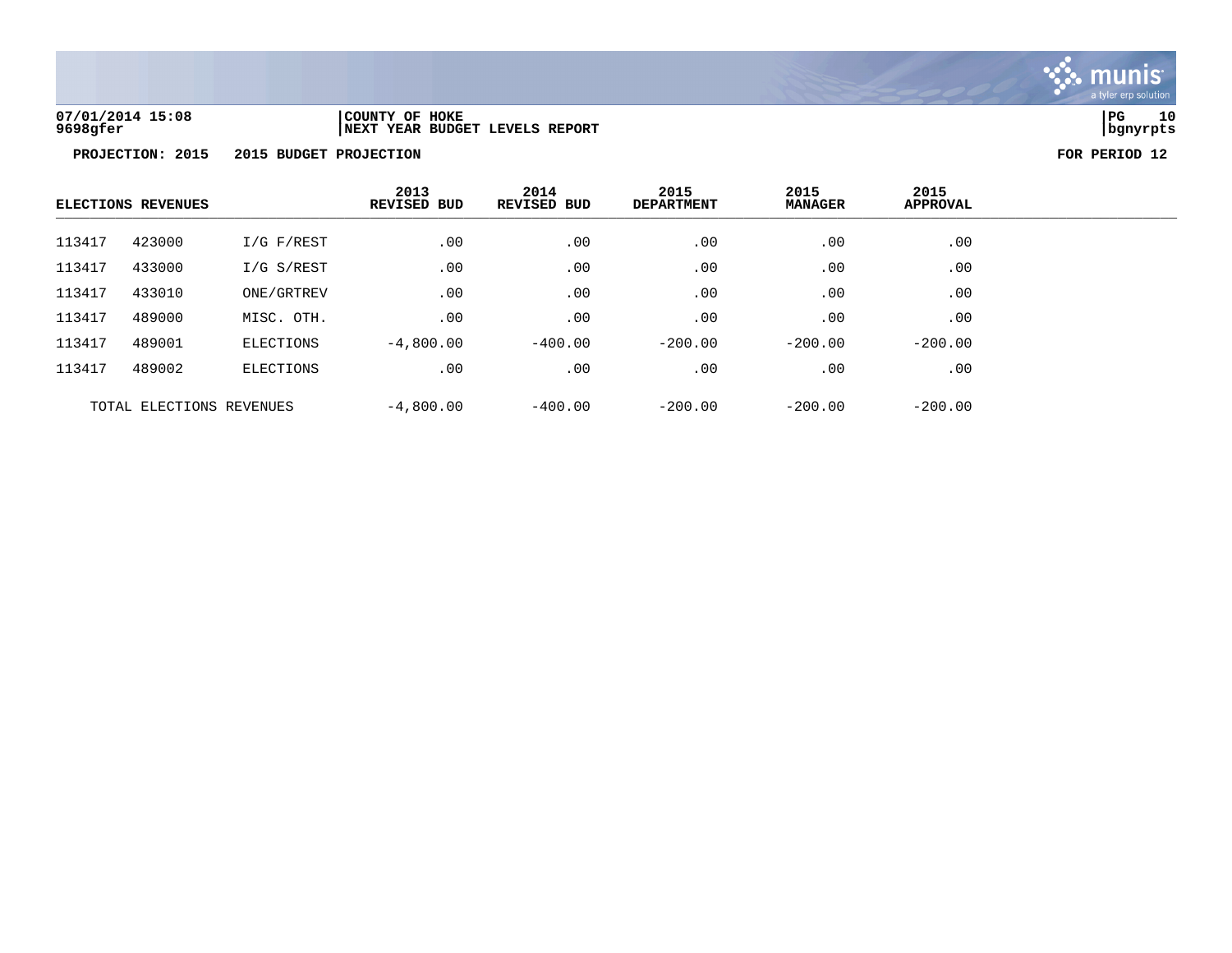**COUNTY OF HOKE**
**NEXT YEAR BUDGET LEVELS REPORT**

**PROJECTION: 2015 2015 BUDGET PROJECTION** **FOR PERIOD 12**

| ELECTIONS REVENUES | | | 2013 REVISED BUD | 2014 REVISED BUD | 2015 DEPARTMENT | 2015 MANAGER | 2015 APPROVAL |
|---|---|---|---|---|---|---|---|
| 113417 | 423000 | I/G F/REST | .00 | .00 | .00 | .00 | .00 |
| 113417 | 433000 | I/G S/REST | .00 | .00 | .00 | .00 | .00 |
| 113417 | 433010 | ONE/GRTREV | .00 | .00 | .00 | .00 | .00 |
| 113417 | 489000 | MISC. OTH. | .00 | .00 | .00 | .00 | .00 |
| 113417 | 489001 | ELECTIONS | -4,800.00 | -400.00 | -200.00 | -200.00 | -200.00 |
| 113417 | 489002 | ELECTIONS | .00 | .00 | .00 | .00 | .00 |
| TOTAL ELECTIONS REVENUES | | | -4,800.00 | -400.00 | -200.00 | -200.00 | -200.00 |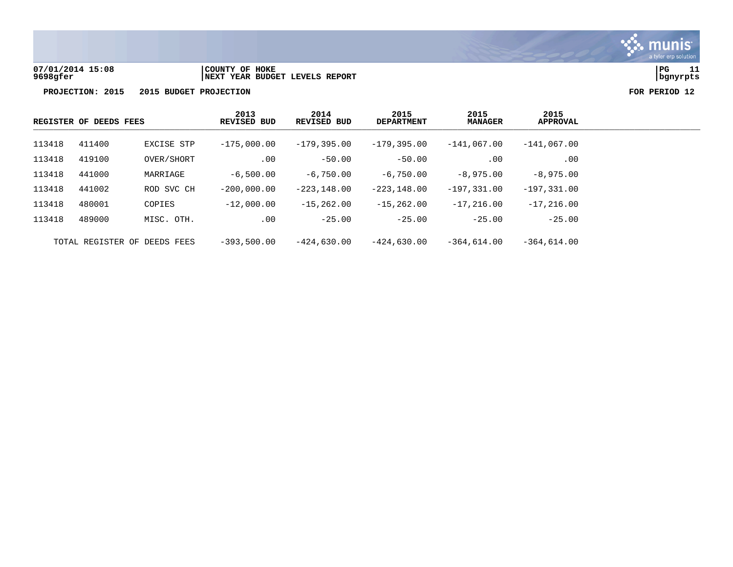07/01/2014 15:08 | COUNTY OF HOKE
9698gfer | NEXT YEAR BUDGET LEVELS REPORT

PROJECTION: 2015 2015 BUDGET PROJECTION FOR PERIOD 12

| REGISTER OF DEEDS FEES | | | 2013 REVISED BUD | 2014 REVISED BUD | 2015 DEPARTMENT | 2015 MANAGER | 2015 APPROVAL |
|---|---|---|---|---|---|---|---|
| 113418 | 411400 | EXCISE STP | -175,000.00 | -179,395.00 | -179,395.00 | -141,067.00 | -141,067.00 |
| 113418 | 419100 | OVER/SHORT | .00 | -50.00 | -50.00 | .00 | .00 |
| 113418 | 441000 | MARRIAGE | -6,500.00 | -6,750.00 | -6,750.00 | -8,975.00 | -8,975.00 |
| 113418 | 441002 | ROD SVC CH | -200,000.00 | -223,148.00 | -223,148.00 | -197,331.00 | -197,331.00 |
| 113418 | 480001 | COPIES | -12,000.00 | -15,262.00 | -15,262.00 | -17,216.00 | -17,216.00 |
| 113418 | 489000 | MISC. OTH. | .00 | -25.00 | -25.00 | -25.00 | -25.00 |
| TOTAL REGISTER OF DEEDS FEES | | | -393,500.00 | -424,630.00 | -424,630.00 | -364,614.00 | -364,614.00 |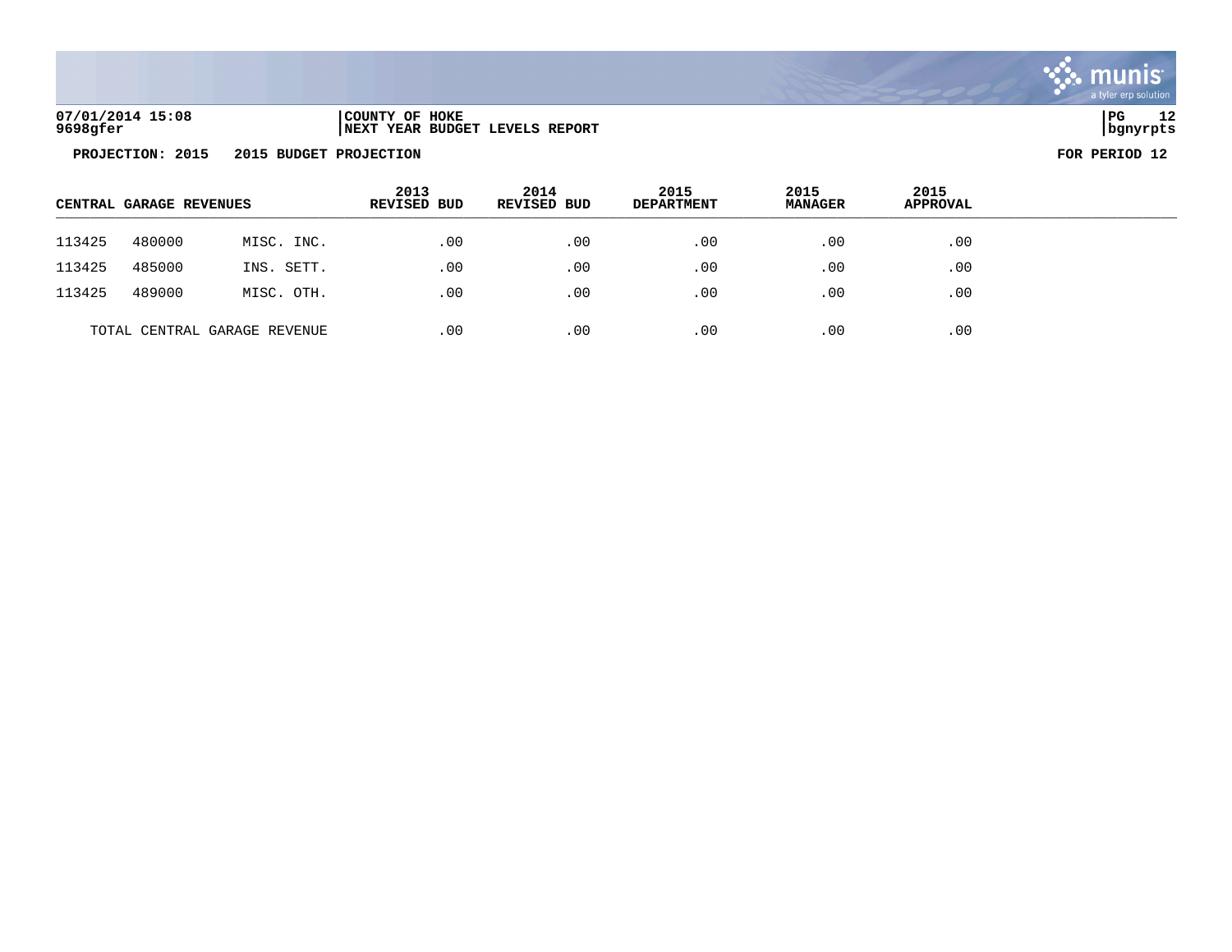07/01/2014 15:08 | COUNTY OF HOKE
9698gfer | NEXT YEAR BUDGET LEVELS REPORT

PG 12
bgnyrpts

**PROJECTION: 2015 2015 BUDGET PROJECTION** **FOR PERIOD 12**

| CENTRAL GARAGE REVENUES | | | 2013 REVISED BUD | 2014 REVISED BUD | 2015 DEPARTMENT | 2015 MANAGER | 2015 APPROVAL |
|---|---|---|---|---|---|---|---|
| 113425 | 480000 | MISC. INC. | .00 | .00 | .00 | .00 | .00 |
| 113425 | 485000 | INS. SETT. | .00 | .00 | .00 | .00 | .00 |
| 113425 | 489000 | MISC. OTH. | .00 | .00 | .00 | .00 | .00 |
| TOTAL CENTRAL GARAGE REVENUE | | | .00 | .00 | .00 | .00 | .00 |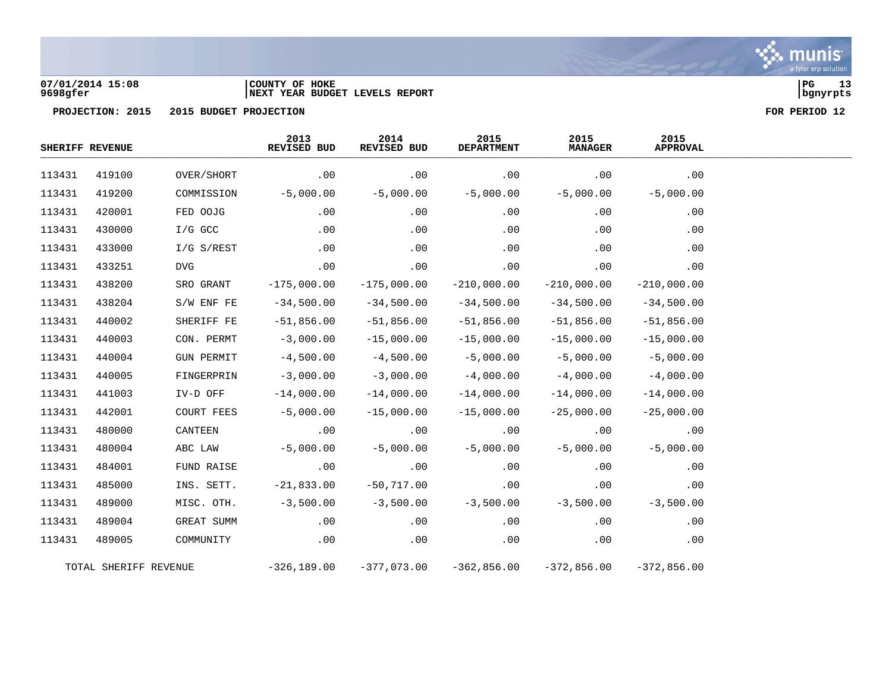07/01/2014 15:08 | COUNTY OF HOKE
9698gfer | NEXT YEAR BUDGET LEVELS REPORT

PROJECTION: 2015 &nbsp;&nbsp; 2015 BUDGET PROJECTION &nbsp;&nbsp;&nbsp;&nbsp; FOR PERIOD 12

| SHERIFF REVENUE | | | 2013 REVISED BUD | 2014 REVISED BUD | 2015 DEPARTMENT | 2015 MANAGER | 2015 APPROVAL |
|---|---|---|---|---|---|---|---|
| 113431 | 419100 | OVER/SHORT | .00 | .00 | .00 | .00 | .00 |
| 113431 | 419200 | COMMISSION | -5,000.00 | -5,000.00 | -5,000.00 | -5,000.00 | -5,000.00 |
| 113431 | 420001 | FED OOJG | .00 | .00 | .00 | .00 | .00 |
| 113431 | 430000 | I/G GCC | .00 | .00 | .00 | .00 | .00 |
| 113431 | 433000 | I/G S/REST | .00 | .00 | .00 | .00 | .00 |
| 113431 | 433251 | DVG | .00 | .00 | .00 | .00 | .00 |
| 113431 | 438200 | SRO GRANT | -175,000.00 | -175,000.00 | -210,000.00 | -210,000.00 | -210,000.00 |
| 113431 | 438204 | S/W ENF FE | -34,500.00 | -34,500.00 | -34,500.00 | -34,500.00 | -34,500.00 |
| 113431 | 440002 | SHERIFF FE | -51,856.00 | -51,856.00 | -51,856.00 | -51,856.00 | -51,856.00 |
| 113431 | 440003 | CON. PERMT | -3,000.00 | -15,000.00 | -15,000.00 | -15,000.00 | -15,000.00 |
| 113431 | 440004 | GUN PERMIT | -4,500.00 | -4,500.00 | -5,000.00 | -5,000.00 | -5,000.00 |
| 113431 | 440005 | FINGERPRIN | -3,000.00 | -3,000.00 | -4,000.00 | -4,000.00 | -4,000.00 |
| 113431 | 441003 | IV-D OFF | -14,000.00 | -14,000.00 | -14,000.00 | -14,000.00 | -14,000.00 |
| 113431 | 442001 | COURT FEES | -5,000.00 | -15,000.00 | -15,000.00 | -25,000.00 | -25,000.00 |
| 113431 | 480000 | CANTEEN | .00 | .00 | .00 | .00 | .00 |
| 113431 | 480004 | ABC LAW | -5,000.00 | -5,000.00 | -5,000.00 | -5,000.00 | -5,000.00 |
| 113431 | 484001 | FUND RAISE | .00 | .00 | .00 | .00 | .00 |
| 113431 | 485000 | INS. SETT. | -21,833.00 | -50,717.00 | .00 | .00 | .00 |
| 113431 | 489000 | MISC. OTH. | -3,500.00 | -3,500.00 | -3,500.00 | -3,500.00 | -3,500.00 |
| 113431 | 489004 | GREAT SUMM | .00 | .00 | .00 | .00 | .00 |
| 113431 | 489005 | COMMUNITY | .00 | .00 | .00 | .00 | .00 |
| TOTAL SHERIFF REVENUE | | | -326,189.00 | -377,073.00 | -362,856.00 | -372,856.00 | -372,856.00 |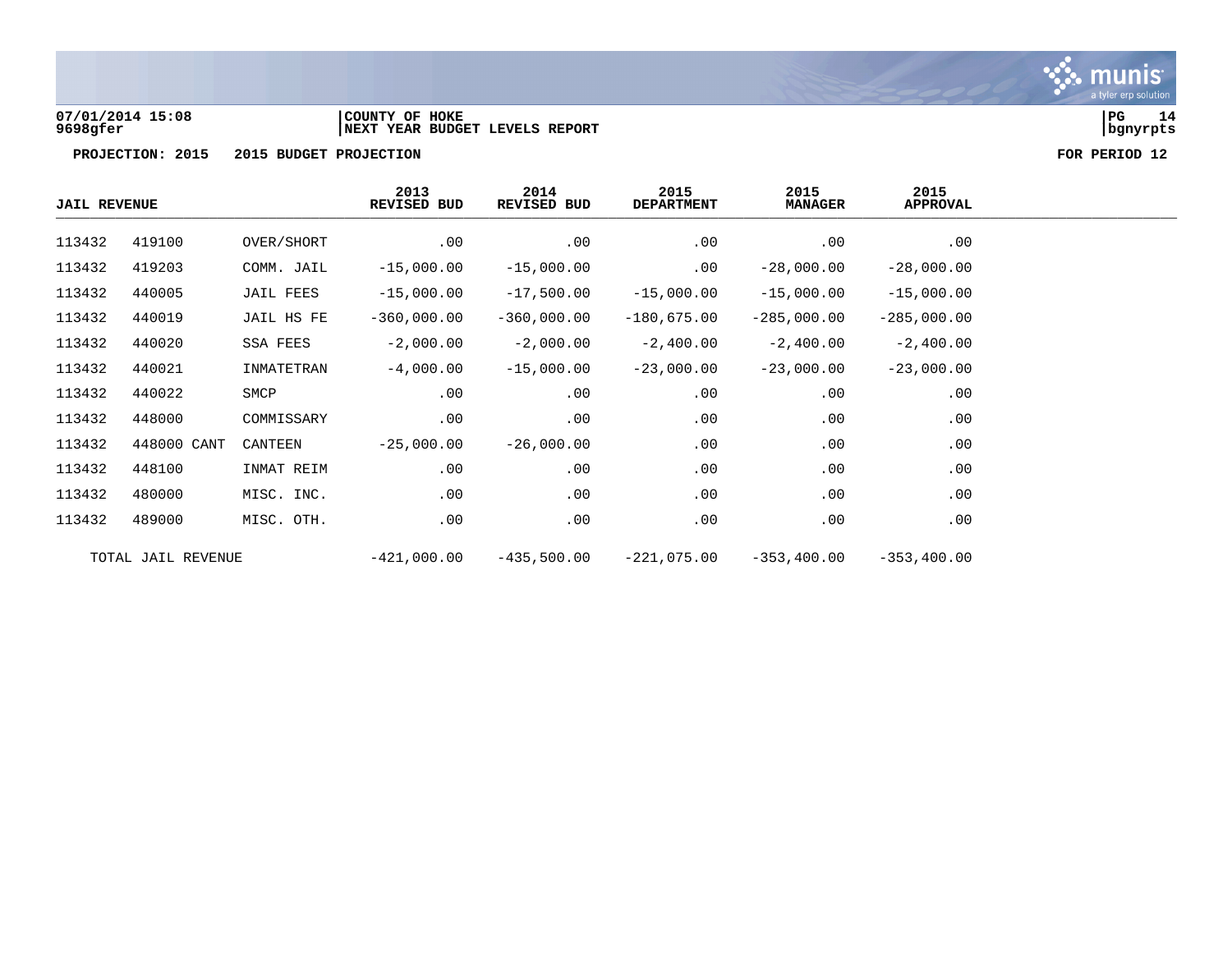07/01/2014 15:08 | COUNTY OF HOKE
9698gfer | NEXT YEAR BUDGET LEVELS REPORT

PG 14
bgnyrpts

PROJECTION: 2015 2015 BUDGET PROJECTION FOR PERIOD 12

| JAIL REVENUE | | | 2013 REVISED BUD | 2014 REVISED BUD | 2015 DEPARTMENT | 2015 MANAGER | 2015 APPROVAL |
|---|---|---|---|---|---|---|---|
| 113432 | 419100 | OVER/SHORT | .00 | .00 | .00 | .00 | .00 |
| 113432 | 419203 | COMM. JAIL | -15,000.00 | -15,000.00 | .00 | -28,000.00 | -28,000.00 |
| 113432 | 440005 | JAIL FEES | -15,000.00 | -17,500.00 | -15,000.00 | -15,000.00 | -15,000.00 |
| 113432 | 440019 | JAIL HS FE | -360,000.00 | -360,000.00 | -180,675.00 | -285,000.00 | -285,000.00 |
| 113432 | 440020 | SSA FEES | -2,000.00 | -2,000.00 | -2,400.00 | -2,400.00 | -2,400.00 |
| 113432 | 440021 | INMATETRAN | -4,000.00 | -15,000.00 | -23,000.00 | -23,000.00 | -23,000.00 |
| 113432 | 440022 | SMCP | .00 | .00 | .00 | .00 | .00 |
| 113432 | 448000 | COMMISSARY | .00 | .00 | .00 | .00 | .00 |
| 113432 | 448000 CANT | CANTEEN | -25,000.00 | -26,000.00 | .00 | .00 | .00 |
| 113432 | 448100 | INMAT REIM | .00 | .00 | .00 | .00 | .00 |
| 113432 | 480000 | MISC. INC. | .00 | .00 | .00 | .00 | .00 |
| 113432 | 489000 | MISC. OTH. | .00 | .00 | .00 | .00 | .00 |
| TOTAL JAIL REVENUE | | | -421,000.00 | -435,500.00 | -221,075.00 | -353,400.00 | -353,400.00 |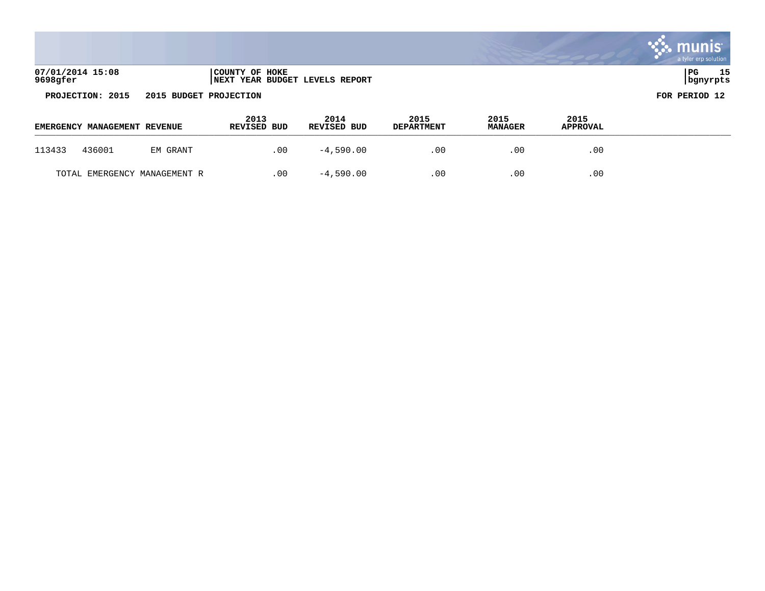07/01/2014 15:08
9698gfer

COUNTY OF HOKE
NEXT YEAR BUDGET LEVELS REPORT

**PROJECTION: 2015 2015 BUDGET PROJECTION** **FOR PERIOD 12**

| EMERGENCY MANAGEMENT REVENUE | | | 2013 REVISED BUD | 2014 REVISED BUD | 2015 DEPARTMENT | 2015 MANAGER | 2015 APPROVAL |
|---|---|---|---|---|---|---|---|
| 113433 | 436001 | EM GRANT | .00 | -4,590.00 | .00 | .00 | .00 |
| TOTAL EMERGENCY MANAGEMENT R | | | .00 | -4,590.00 | .00 | .00 | .00 |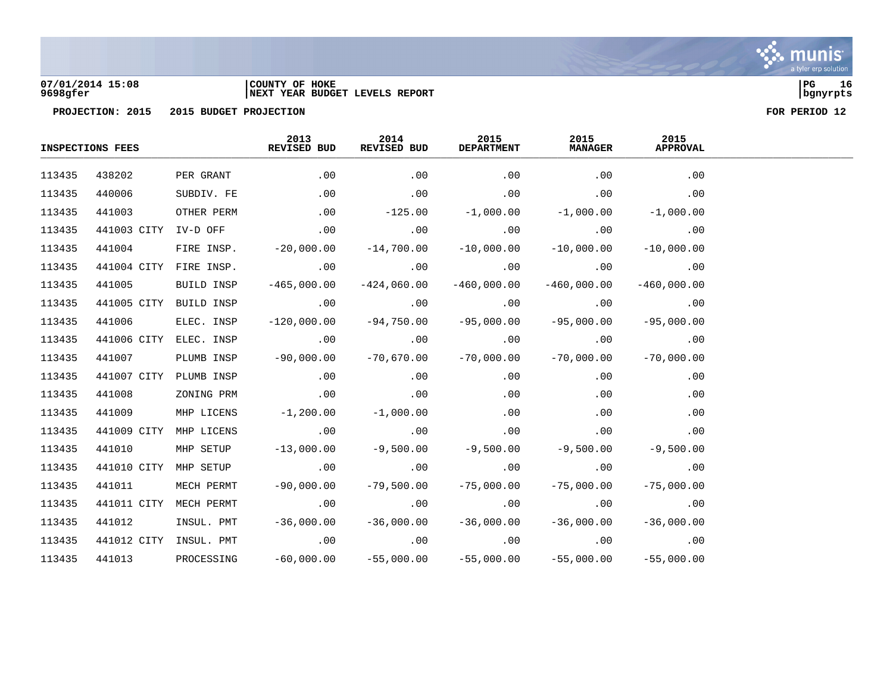COUNTY OF HOKE
NEXT YEAR BUDGET LEVELS REPORT

07/01/2014 15:08
9698gfer

PG 16
bgnyrpts

**PROJECTION: 2015 2015 BUDGET PROJECTION** **FOR PERIOD 12**

| INSPECTIONS FEES | | | 2013 REVISED BUD | 2014 REVISED BUD | 2015 DEPARTMENT | 2015 MANAGER | 2015 APPROVAL |
|---|---|---|---|---|---|---|---|
| 113435 | 438202 | PER GRANT | .00 | .00 | .00 | .00 | .00 |
| 113435 | 440006 | SUBDIV. FE | .00 | .00 | .00 | .00 | .00 |
| 113435 | 441003 | OTHER PERM | .00 | -125.00 | -1,000.00 | -1,000.00 | -1,000.00 |
| 113435 | 441003 CITY | IV-D OFF | .00 | .00 | .00 | .00 | .00 |
| 113435 | 441004 | FIRE INSP. | -20,000.00 | -14,700.00 | -10,000.00 | -10,000.00 | -10,000.00 |
| 113435 | 441004 CITY | FIRE INSP. | .00 | .00 | .00 | .00 | .00 |
| 113435 | 441005 | BUILD INSP | -465,000.00 | -424,060.00 | -460,000.00 | -460,000.00 | -460,000.00 |
| 113435 | 441005 CITY | BUILD INSP | .00 | .00 | .00 | .00 | .00 |
| 113435 | 441006 | ELEC. INSP | -120,000.00 | -94,750.00 | -95,000.00 | -95,000.00 | -95,000.00 |
| 113435 | 441006 CITY | ELEC. INSP | .00 | .00 | .00 | .00 | .00 |
| 113435 | 441007 | PLUMB INSP | -90,000.00 | -70,670.00 | -70,000.00 | -70,000.00 | -70,000.00 |
| 113435 | 441007 CITY | PLUMB INSP | .00 | .00 | .00 | .00 | .00 |
| 113435 | 441008 | ZONING PRM | .00 | .00 | .00 | .00 | .00 |
| 113435 | 441009 | MHP LICENS | -1,200.00 | -1,000.00 | .00 | .00 | .00 |
| 113435 | 441009 CITY | MHP LICENS | .00 | .00 | .00 | .00 | .00 |
| 113435 | 441010 | MHP SETUP | -13,000.00 | -9,500.00 | -9,500.00 | -9,500.00 | -9,500.00 |
| 113435 | 441010 CITY | MHP SETUP | .00 | .00 | .00 | .00 | .00 |
| 113435 | 441011 | MECH PERMT | -90,000.00 | -79,500.00 | -75,000.00 | -75,000.00 | -75,000.00 |
| 113435 | 441011 CITY | MECH PERMT | .00 | .00 | .00 | .00 | .00 |
| 113435 | 441012 | INSUL. PMT | -36,000.00 | -36,000.00 | -36,000.00 | -36,000.00 | -36,000.00 |
| 113435 | 441012 CITY | INSUL. PMT | .00 | .00 | .00 | .00 | .00 |
| 113435 | 441013 | PROCESSING | -60,000.00 | -55,000.00 | -55,000.00 | -55,000.00 | -55,000.00 |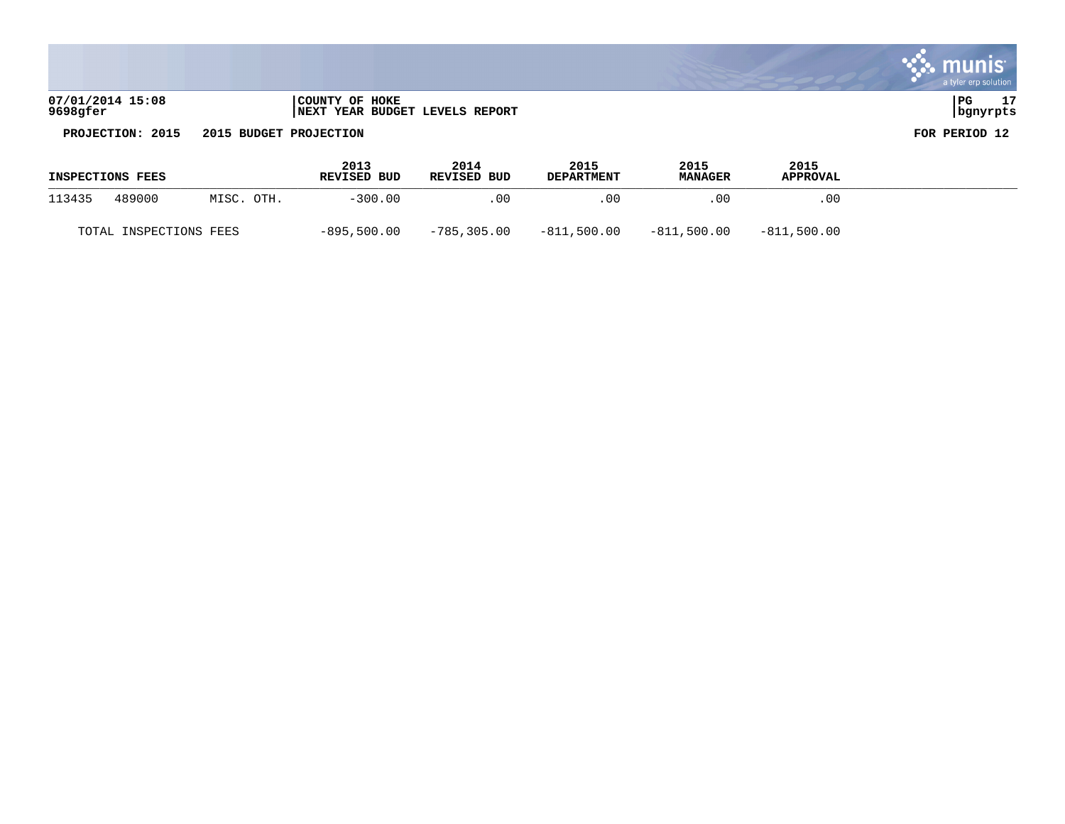**07/01/2014 15:08** | **COUNTY OF HOKE**
**9698gfer** | **NEXT YEAR BUDGET LEVELS REPORT**

**PROJECTION: 2015 2015 BUDGET PROJECTION** **FOR PERIOD 12**

| INSPECTIONS FEES | | | 2013 REVISED BUD | 2014 REVISED BUD | 2015 DEPARTMENT | 2015 MANAGER | 2015 APPROVAL |
|---|---|---|---|---|---|---|---|
| 113435 | 489000 | MISC. OTH. | -300.00 | .00 | .00 | .00 | .00 |
| TOTAL INSPECTIONS FEES | | | -895,500.00 | -785,305.00 | -811,500.00 | -811,500.00 | -811,500.00 |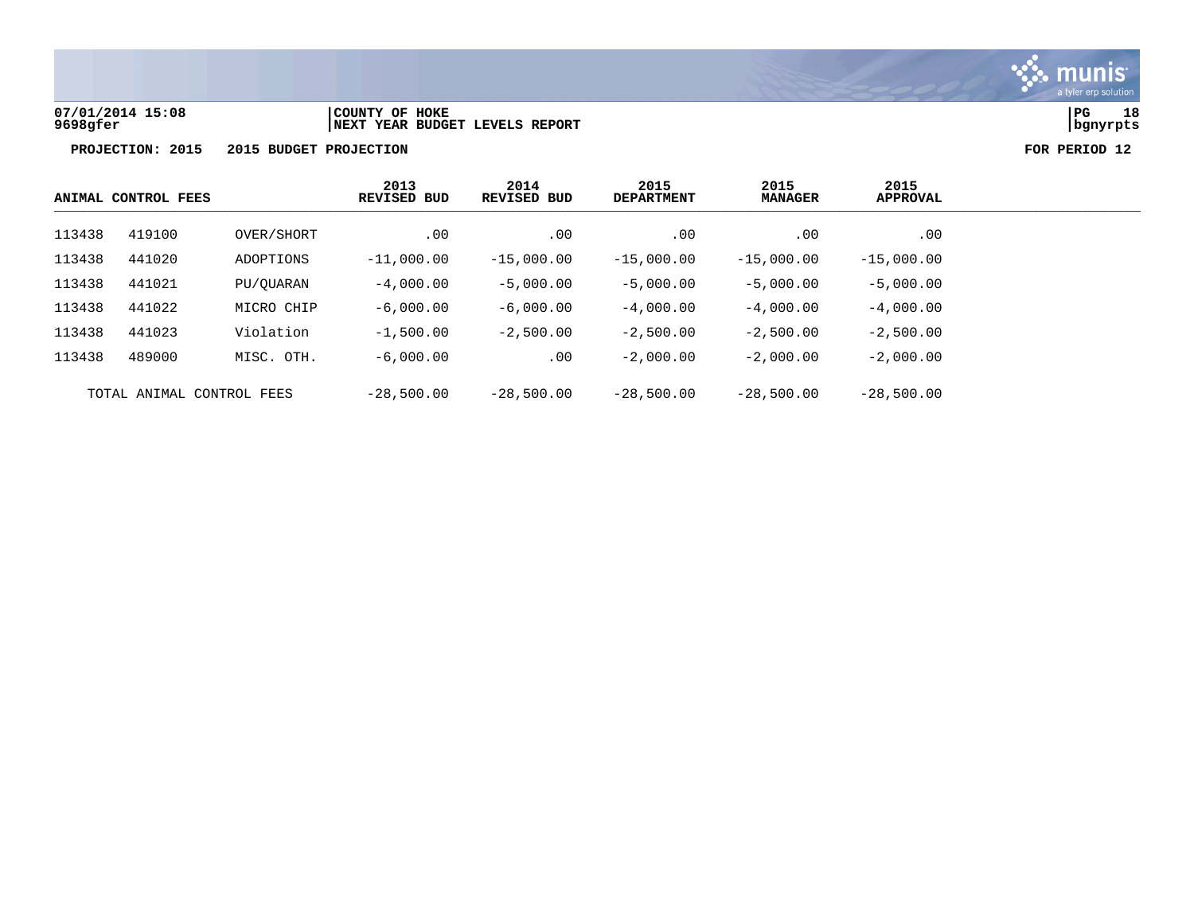07/01/2014 15:08
9698gfer

COUNTY OF HOKE
NEXT YEAR BUDGET LEVELS REPORT

**PROJECTION: 2015 2015 BUDGET PROJECTION** **FOR PERIOD 12**

| ANIMAL CONTROL FEES | | | 2013 REVISED BUD | 2014 REVISED BUD | 2015 DEPARTMENT | 2015 MANAGER | 2015 APPROVAL |
|---|---|---|---|---|---|---|---|
| 113438 | 419100 | OVER/SHORT | .00 | .00 | .00 | .00 | .00 |
| 113438 | 441020 | ADOPTIONS | -11,000.00 | -15,000.00 | -15,000.00 | -15,000.00 | -15,000.00 |
| 113438 | 441021 | PU/QUARAN | -4,000.00 | -5,000.00 | -5,000.00 | -5,000.00 | -5,000.00 |
| 113438 | 441022 | MICRO CHIP | -6,000.00 | -6,000.00 | -4,000.00 | -4,000.00 | -4,000.00 |
| 113438 | 441023 | Violation | -1,500.00 | -2,500.00 | -2,500.00 | -2,500.00 | -2,500.00 |
| 113438 | 489000 | MISC. OTH. | -6,000.00 | .00 | -2,000.00 | -2,000.00 | -2,000.00 |
| TOTAL ANIMAL CONTROL FEES | | | -28,500.00 | -28,500.00 | -28,500.00 | -28,500.00 | -28,500.00 |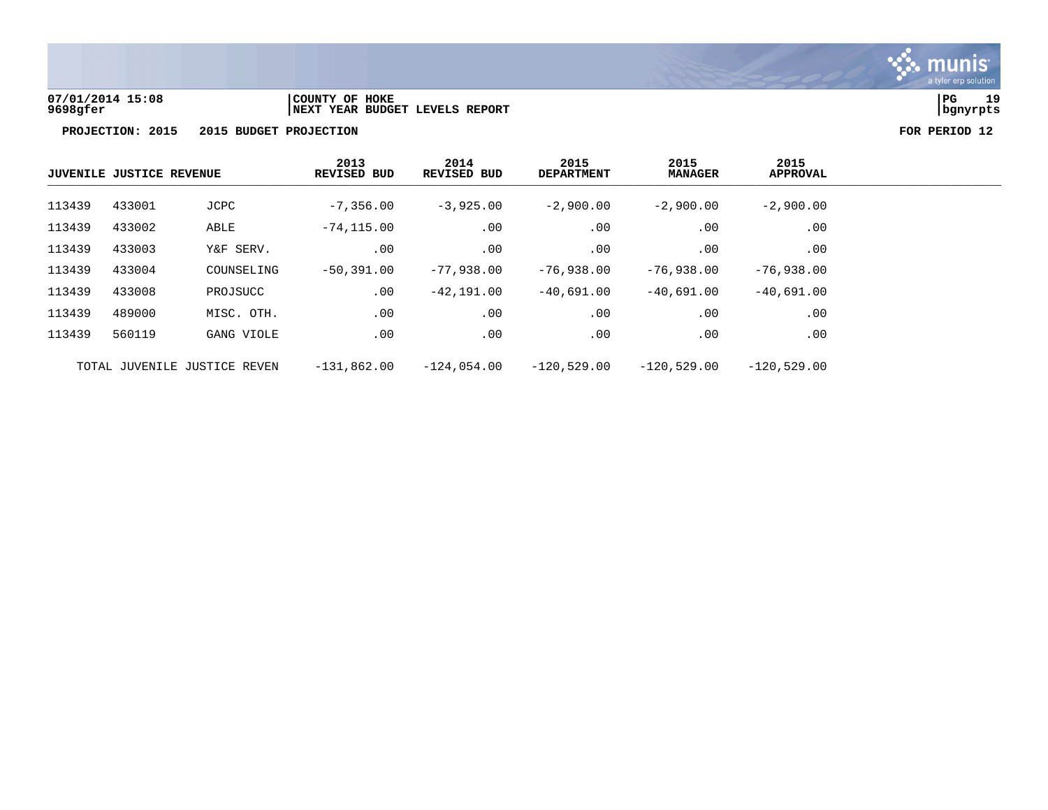07/01/2014 15:08 | COUNTY OF HOKE
9698gfer | NEXT YEAR BUDGET LEVELS REPORT

**PROJECTION: 2015 2015 BUDGET PROJECTION** **FOR PERIOD 12**

| JUVENILE JUSTICE REVENUE | | | 2013 REVISED BUD | 2014 REVISED BUD | 2015 DEPARTMENT | 2015 MANAGER | 2015 APPROVAL |
|---|---|---|---|---|---|---|---|
| 113439 | 433001 | JCPC | -7,356.00 | -3,925.00 | -2,900.00 | -2,900.00 | -2,900.00 |
| 113439 | 433002 | ABLE | -74,115.00 | .00 | .00 | .00 | .00 |
| 113439 | 433003 | Y&F SERV. | .00 | .00 | .00 | .00 | .00 |
| 113439 | 433004 | COUNSELING | -50,391.00 | -77,938.00 | -76,938.00 | -76,938.00 | -76,938.00 |
| 113439 | 433008 | PROJSUCC | .00 | -42,191.00 | -40,691.00 | -40,691.00 | -40,691.00 |
| 113439 | 489000 | MISC. OTH. | .00 | .00 | .00 | .00 | .00 |
| 113439 | 560119 | GANG VIOLE | .00 | .00 | .00 | .00 | .00 |
| TOTAL JUVENILE JUSTICE REVEN | | | -131,862.00 | -124,054.00 | -120,529.00 | -120,529.00 | -120,529.00 |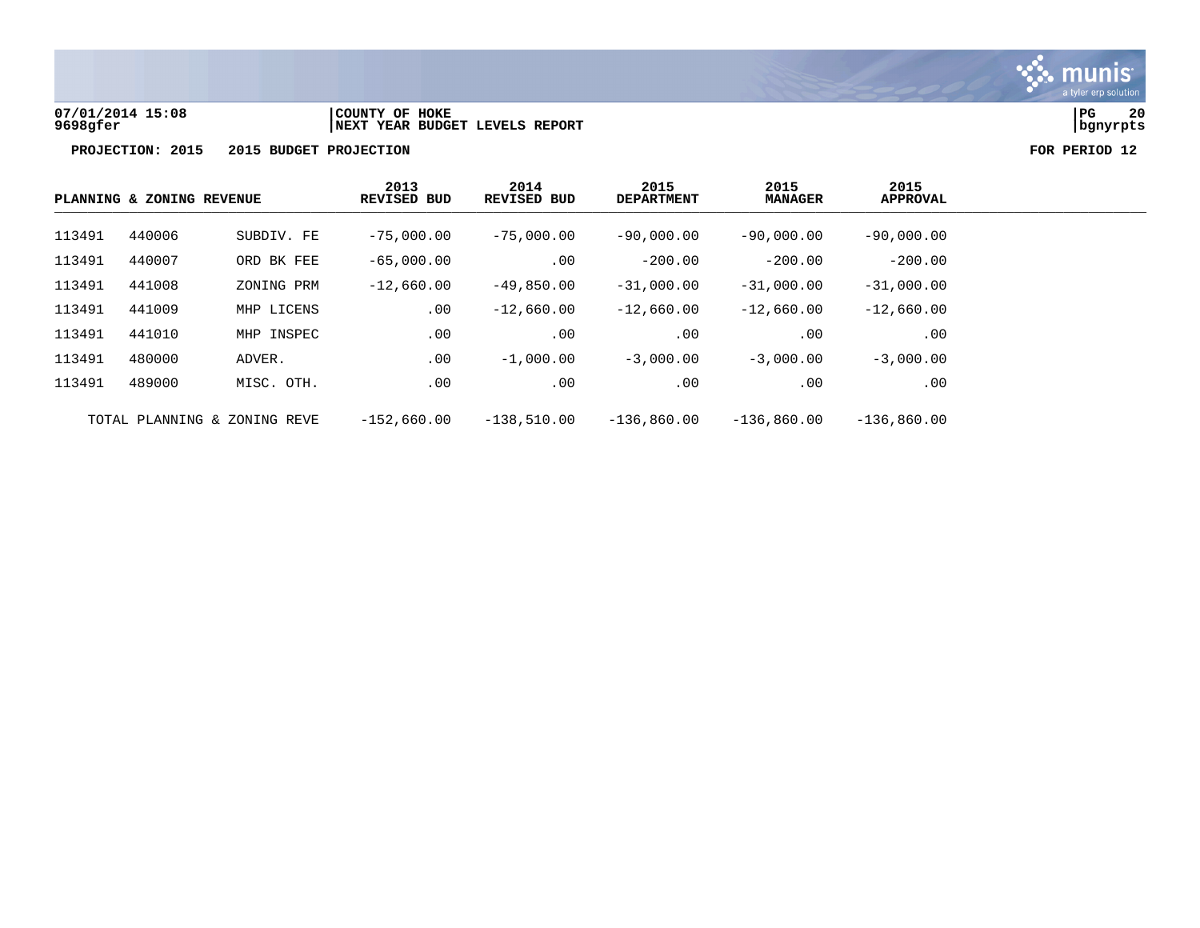07/01/2014 15:08 | COUNTY OF HOKE
9698gfer | NEXT YEAR BUDGET LEVELS REPORT | bgnyrpts

**PROJECTION: 2015 2015 BUDGET PROJECTION** **FOR PERIOD 12**

| PLANNING & ZONING REVENUE | | | 2013 REVISED BUD | 2014 REVISED BUD | 2015 DEPARTMENT | 2015 MANAGER | 2015 APPROVAL |
|---|---|---|---|---|---|---|---|
| 113491 | 440006 | SUBDIV. FE | -75,000.00 | -75,000.00 | -90,000.00 | -90,000.00 | -90,000.00 |
| 113491 | 440007 | ORD BK FEE | -65,000.00 | .00 | -200.00 | -200.00 | -200.00 |
| 113491 | 441008 | ZONING PRM | -12,660.00 | -49,850.00 | -31,000.00 | -31,000.00 | -31,000.00 |
| 113491 | 441009 | MHP LICENS | .00 | -12,660.00 | -12,660.00 | -12,660.00 | -12,660.00 |
| 113491 | 441010 | MHP INSPEC | .00 | .00 | .00 | .00 | .00 |
| 113491 | 480000 | ADVER. | .00 | -1,000.00 | -3,000.00 | -3,000.00 | -3,000.00 |
| 113491 | 489000 | MISC. OTH. | .00 | .00 | .00 | .00 | .00 |
| TOTAL PLANNING & ZONING REVE | | | -152,660.00 | -138,510.00 | -136,860.00 | -136,860.00 | -136,860.00 |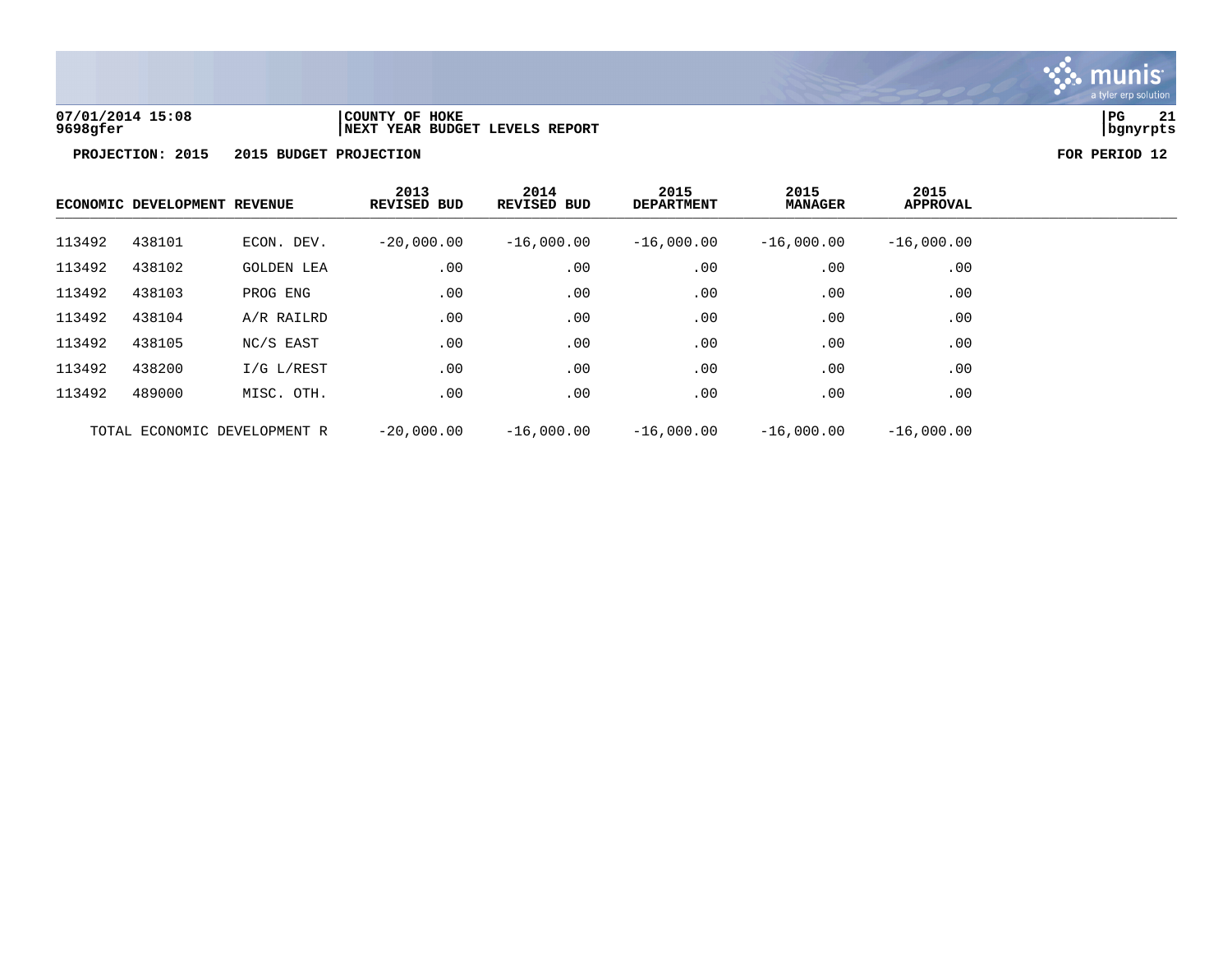07/01/2014 15:08 | COUNTY OF HOKE
9698gfer | NEXT YEAR BUDGET LEVELS REPORT

**PROJECTION: 2015 2015 BUDGET PROJECTION** **FOR PERIOD 12**

| ECONOMIC DEVELOPMENT REVENUE | | | 2013 REVISED BUD | 2014 REVISED BUD | 2015 DEPARTMENT | 2015 MANAGER | 2015 APPROVAL |
|---|---|---|---|---|---|---|---|
| 113492 | 438101 | ECON. DEV. | -20,000.00 | -16,000.00 | -16,000.00 | -16,000.00 | -16,000.00 |
| 113492 | 438102 | GOLDEN LEA | .00 | .00 | .00 | .00 | .00 |
| 113492 | 438103 | PROG ENG | .00 | .00 | .00 | .00 | .00 |
| 113492 | 438104 | A/R RAILRD | .00 | .00 | .00 | .00 | .00 |
| 113492 | 438105 | NC/S EAST | .00 | .00 | .00 | .00 | .00 |
| 113492 | 438200 | I/G L/REST | .00 | .00 | .00 | .00 | .00 |
| 113492 | 489000 | MISC. OTH. | .00 | .00 | .00 | .00 | .00 |
| TOTAL ECONOMIC DEVELOPMENT R | | | -20,000.00 | -16,000.00 | -16,000.00 | -16,000.00 | -16,000.00 |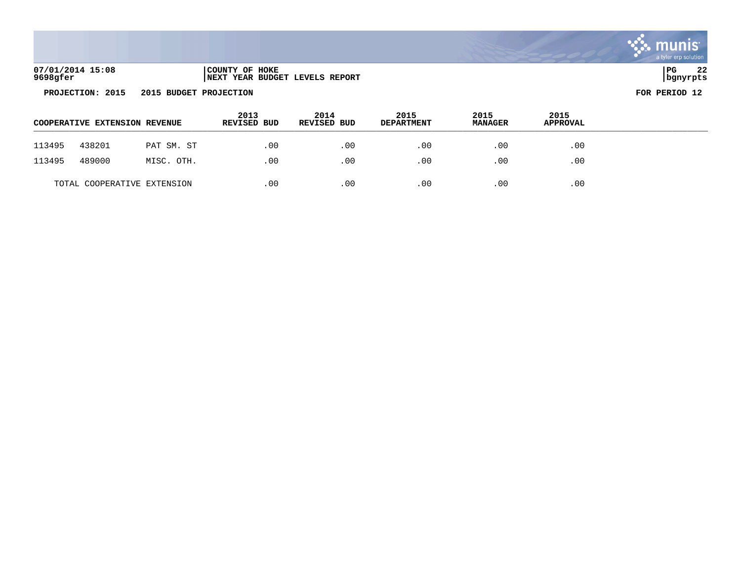07/01/2014 15:08 | COUNTY OF HOKE
9698gfer | NEXT YEAR BUDGET LEVELS REPORT

PROJECTION: 2015 2015 BUDGET PROJECTION FOR PERIOD 12

| COOPERATIVE EXTENSION REVENUE | | | 2013 REVISED BUD | 2014 REVISED BUD | 2015 DEPARTMENT | 2015 MANAGER | 2015 APPROVAL |
|---|---|---|---|---|---|---|---|
| 113495 | 438201 | PAT SM. ST | .00 | .00 | .00 | .00 | .00 |
| 113495 | 489000 | MISC. OTH. | .00 | .00 | .00 | .00 | .00 |
| TOTAL COOPERATIVE EXTENSION | | | .00 | .00 | .00 | .00 | .00 |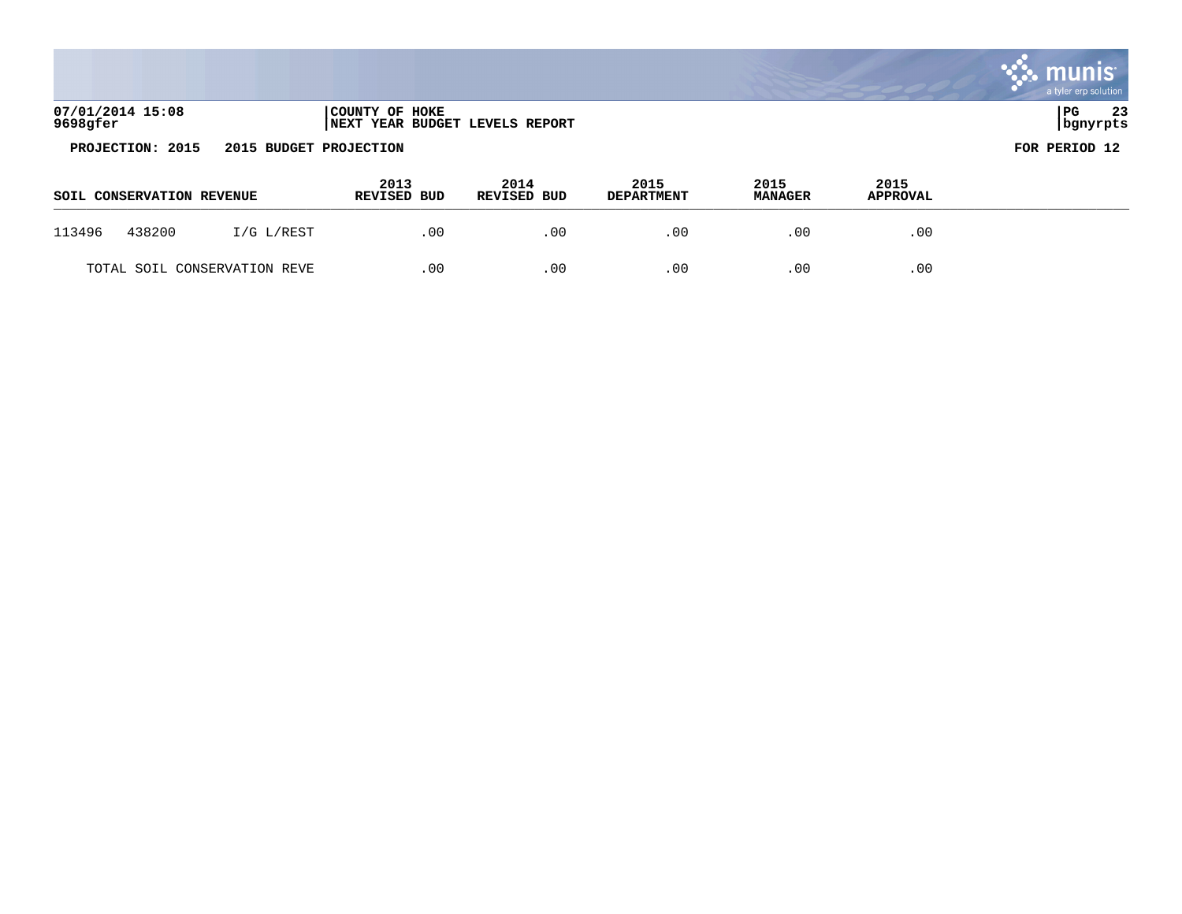07/01/2014 15:08
9698gfer

COUNTY OF HOKE
NEXT YEAR BUDGET LEVELS REPORT

PG 23
bgnyrpts

**PROJECTION: 2015   2015 BUDGET PROJECTION**

**FOR PERIOD 12**

| SOIL CONSERVATION REVENUE | | | 2013 REVISED BUD | 2014 REVISED BUD | 2015 DEPARTMENT | 2015 MANAGER | 2015 APPROVAL |
|---|---|---|---|---|---|---|---|
| 113496 | 438200 | I/G L/REST | .00 | .00 | .00 | .00 | .00 |
| TOTAL SOIL CONSERVATION REVE | | | .00 | .00 | .00 | .00 | .00 |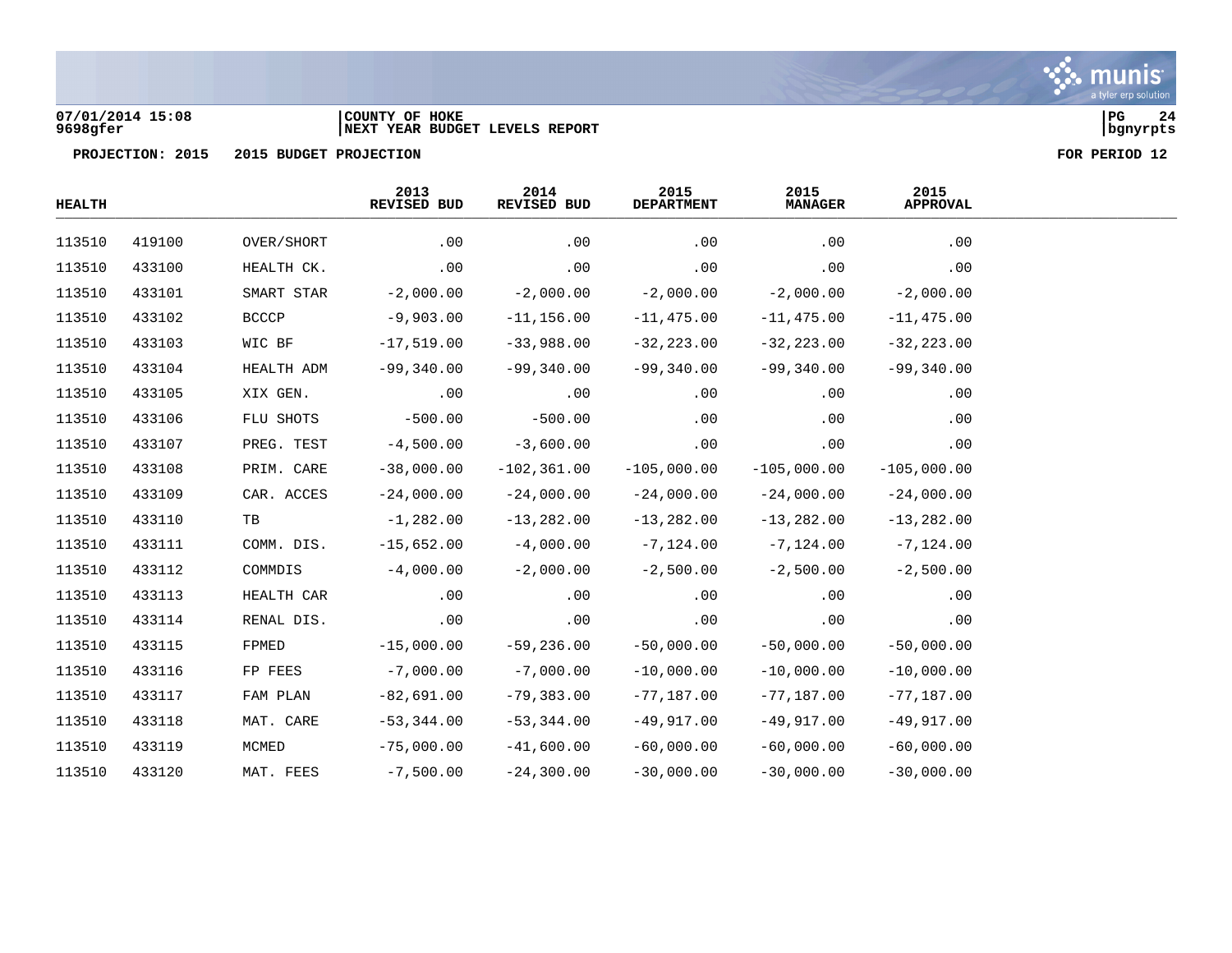07/01/2014 15:08
9698gfer

COUNTY OF HOKE
NEXT YEAR BUDGET LEVELS REPORT

PROJECTION: 2015 2015 BUDGET PROJECTION

FOR PERIOD 12

| HEALTH | | | 2013 REVISED BUD | 2014 REVISED BUD | 2015 DEPARTMENT | 2015 MANAGER | 2015 APPROVAL |
|---|---|---|---|---|---|---|---|
| 113510 | 419100 | OVER/SHORT | .00 | .00 | .00 | .00 | .00 |
| 113510 | 433100 | HEALTH CK. | .00 | .00 | .00 | .00 | .00 |
| 113510 | 433101 | SMART STAR | -2,000.00 | -2,000.00 | -2,000.00 | -2,000.00 | -2,000.00 |
| 113510 | 433102 | BCCCP | -9,903.00 | -11,156.00 | -11,475.00 | -11,475.00 | -11,475.00 |
| 113510 | 433103 | WIC BF | -17,519.00 | -33,988.00 | -32,223.00 | -32,223.00 | -32,223.00 |
| 113510 | 433104 | HEALTH ADM | -99,340.00 | -99,340.00 | -99,340.00 | -99,340.00 | -99,340.00 |
| 113510 | 433105 | XIX GEN. | .00 | .00 | .00 | .00 | .00 |
| 113510 | 433106 | FLU SHOTS | -500.00 | -500.00 | .00 | .00 | .00 |
| 113510 | 433107 | PREG. TEST | -4,500.00 | -3,600.00 | .00 | .00 | .00 |
| 113510 | 433108 | PRIM. CARE | -38,000.00 | -102,361.00 | -105,000.00 | -105,000.00 | -105,000.00 |
| 113510 | 433109 | CAR. ACCES | -24,000.00 | -24,000.00 | -24,000.00 | -24,000.00 | -24,000.00 |
| 113510 | 433110 | TB | -1,282.00 | -13,282.00 | -13,282.00 | -13,282.00 | -13,282.00 |
| 113510 | 433111 | COMM. DIS. | -15,652.00 | -4,000.00 | -7,124.00 | -7,124.00 | -7,124.00 |
| 113510 | 433112 | COMMDIS | -4,000.00 | -2,000.00 | -2,500.00 | -2,500.00 | -2,500.00 |
| 113510 | 433113 | HEALTH CAR | .00 | .00 | .00 | .00 | .00 |
| 113510 | 433114 | RENAL DIS. | .00 | .00 | .00 | .00 | .00 |
| 113510 | 433115 | FPMED | -15,000.00 | -59,236.00 | -50,000.00 | -50,000.00 | -50,000.00 |
| 113510 | 433116 | FP FEES | -7,000.00 | -7,000.00 | -10,000.00 | -10,000.00 | -10,000.00 |
| 113510 | 433117 | FAM PLAN | -82,691.00 | -79,383.00 | -77,187.00 | -77,187.00 | -77,187.00 |
| 113510 | 433118 | MAT. CARE | -53,344.00 | -53,344.00 | -49,917.00 | -49,917.00 | -49,917.00 |
| 113510 | 433119 | MCMED | -75,000.00 | -41,600.00 | -60,000.00 | -60,000.00 | -60,000.00 |
| 113510 | 433120 | MAT. FEES | -7,500.00 | -24,300.00 | -30,000.00 | -30,000.00 | -30,000.00 |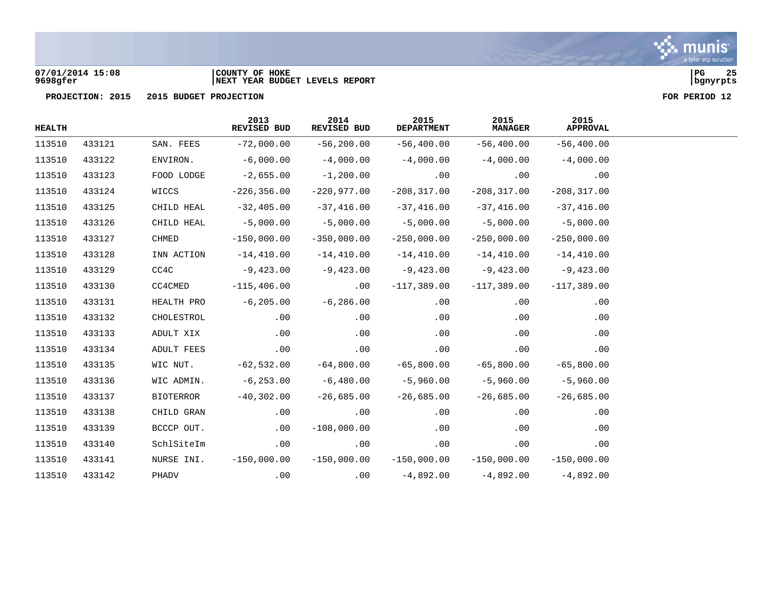07/01/2014 15:08 | COUNTY OF HOKE
9698gfer | NEXT YEAR BUDGET LEVELS REPORT

PROJECTION: 2015 2015 BUDGET PROJECTION FOR PERIOD 12

| HEALTH | | | 2013 REVISED BUD | 2014 REVISED BUD | 2015 DEPARTMENT | 2015 MANAGER | 2015 APPROVAL |
|---|---|---|---|---|---|---|---|
| 113510 | 433121 | SAN. FEES | -72,000.00 | -56,200.00 | -56,400.00 | -56,400.00 | -56,400.00 |
| 113510 | 433122 | ENVIRON. | -6,000.00 | -4,000.00 | -4,000.00 | -4,000.00 | -4,000.00 |
| 113510 | 433123 | FOOD LODGE | -2,655.00 | -1,200.00 | .00 | .00 | .00 |
| 113510 | 433124 | WICCS | -226,356.00 | -220,977.00 | -208,317.00 | -208,317.00 | -208,317.00 |
| 113510 | 433125 | CHILD HEAL | -32,405.00 | -37,416.00 | -37,416.00 | -37,416.00 | -37,416.00 |
| 113510 | 433126 | CHILD HEAL | -5,000.00 | -5,000.00 | -5,000.00 | -5,000.00 | -5,000.00 |
| 113510 | 433127 | CHMED | -150,000.00 | -350,000.00 | -250,000.00 | -250,000.00 | -250,000.00 |
| 113510 | 433128 | INN ACTION | -14,410.00 | -14,410.00 | -14,410.00 | -14,410.00 | -14,410.00 |
| 113510 | 433129 | CC4C | -9,423.00 | -9,423.00 | -9,423.00 | -9,423.00 | -9,423.00 |
| 113510 | 433130 | CC4CMED | -115,406.00 | .00 | -117,389.00 | -117,389.00 | -117,389.00 |
| 113510 | 433131 | HEALTH PRO | -6,205.00 | -6,286.00 | .00 | .00 | .00 |
| 113510 | 433132 | CHOLESTROL | .00 | .00 | .00 | .00 | .00 |
| 113510 | 433133 | ADULT XIX | .00 | .00 | .00 | .00 | .00 |
| 113510 | 433134 | ADULT FEES | .00 | .00 | .00 | .00 | .00 |
| 113510 | 433135 | WIC NUT. | -62,532.00 | -64,800.00 | -65,800.00 | -65,800.00 | -65,800.00 |
| 113510 | 433136 | WIC ADMIN. | -6,253.00 | -6,480.00 | -5,960.00 | -5,960.00 | -5,960.00 |
| 113510 | 433137 | BIOTERROR | -40,302.00 | -26,685.00 | -26,685.00 | -26,685.00 | -26,685.00 |
| 113510 | 433138 | CHILD GRAN | .00 | .00 | .00 | .00 | .00 |
| 113510 | 433139 | BCCCP OUT. | .00 | -108,000.00 | .00 | .00 | .00 |
| 113510 | 433140 | SchlSiteIm | .00 | .00 | .00 | .00 | .00 |
| 113510 | 433141 | NURSE INI. | -150,000.00 | -150,000.00 | -150,000.00 | -150,000.00 | -150,000.00 |
| 113510 | 433142 | PHADV | .00 | .00 | -4,892.00 | -4,892.00 | -4,892.00 |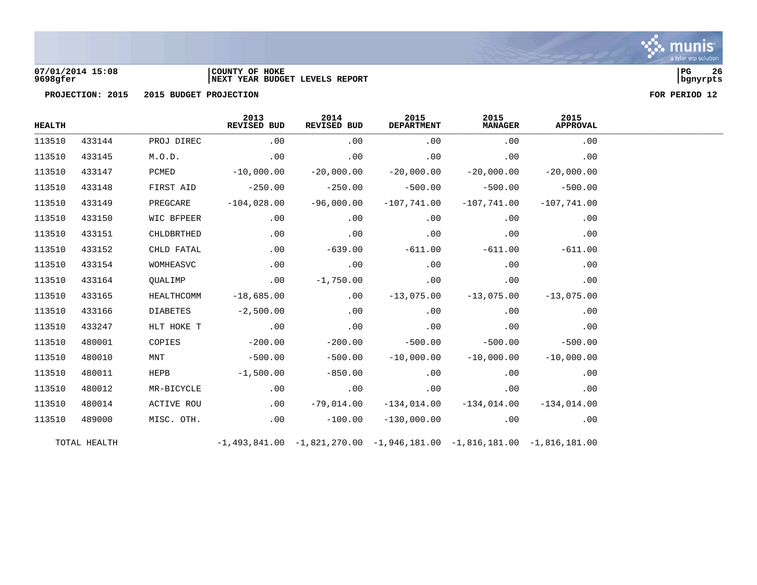07/01/2014 15:08
9698gfer

COUNTY OF HOKE
NEXT YEAR BUDGET LEVELS REPORT

PROJECTION: 2015 2015 BUDGET PROJECTION

FOR PERIOD 12

| HEALTH | | | 2013 REVISED BUD | 2014 REVISED BUD | 2015 DEPARTMENT | 2015 MANAGER | 2015 APPROVAL |
|---|---|---|---|---|---|---|---|
| 113510 | 433144 | PROJ DIREC | .00 | .00 | .00 | .00 | .00 |
| 113510 | 433145 | M.O.D. | .00 | .00 | .00 | .00 | .00 |
| 113510 | 433147 | PCMED | -10,000.00 | -20,000.00 | -20,000.00 | -20,000.00 | -20,000.00 |
| 113510 | 433148 | FIRST AID | -250.00 | -250.00 | -500.00 | -500.00 | -500.00 |
| 113510 | 433149 | PREGCARE | -104,028.00 | -96,000.00 | -107,741.00 | -107,741.00 | -107,741.00 |
| 113510 | 433150 | WIC BFPEER | .00 | .00 | .00 | .00 | .00 |
| 113510 | 433151 | CHLDBRTHED | .00 | .00 | .00 | .00 | .00 |
| 113510 | 433152 | CHLD FATAL | .00 | -639.00 | -611.00 | -611.00 | -611.00 |
| 113510 | 433154 | WOMHEASVC | .00 | .00 | .00 | .00 | .00 |
| 113510 | 433164 | QUALIMP | .00 | -1,750.00 | .00 | .00 | .00 |
| 113510 | 433165 | HEALTHCOMM | -18,685.00 | .00 | -13,075.00 | -13,075.00 | -13,075.00 |
| 113510 | 433166 | DIABETES | -2,500.00 | .00 | .00 | .00 | .00 |
| 113510 | 433247 | HLT HOKE T | .00 | .00 | .00 | .00 | .00 |
| 113510 | 480001 | COPIES | -200.00 | -200.00 | -500.00 | -500.00 | -500.00 |
| 113510 | 480010 | MNT | -500.00 | -500.00 | -10,000.00 | -10,000.00 | -10,000.00 |
| 113510 | 480011 | HEPB | -1,500.00 | -850.00 | .00 | .00 | .00 |
| 113510 | 480012 | MR-BICYCLE | .00 | .00 | .00 | .00 | .00 |
| 113510 | 480014 | ACTIVE ROU | .00 | -79,014.00 | -134,014.00 | -134,014.00 | -134,014.00 |
| 113510 | 489000 | MISC. OTH. | .00 | -100.00 | -130,000.00 | .00 | .00 |
| TOTAL HEALTH | | | -1,493,841.00 | -1,821,270.00 | -1,946,181.00 | -1,816,181.00 | -1,816,181.00 |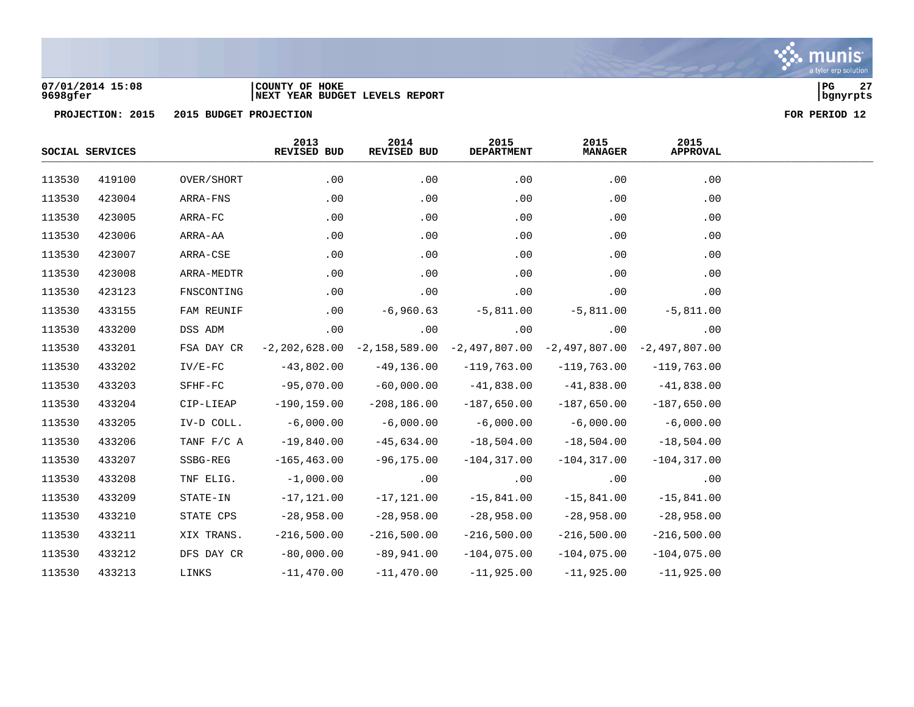07/01/2014 15:08
9698gfer

COUNTY OF HOKE
NEXT YEAR BUDGET LEVELS REPORT

**PROJECTION: 2015 2015 BUDGET PROJECTION** **FOR PERIOD 12**

| SOCIAL SERVICES | | | 2013 REVISED BUD | 2014 REVISED BUD | 2015 DEPARTMENT | 2015 MANAGER | 2015 APPROVAL |
|---|---|---|---|---|---|---|---|
| 113530 | 419100 | OVER/SHORT | .00 | .00 | .00 | .00 | .00 |
| 113530 | 423004 | ARRA-FNS | .00 | .00 | .00 | .00 | .00 |
| 113530 | 423005 | ARRA-FC | .00 | .00 | .00 | .00 | .00 |
| 113530 | 423006 | ARRA-AA | .00 | .00 | .00 | .00 | .00 |
| 113530 | 423007 | ARRA-CSE | .00 | .00 | .00 | .00 | .00 |
| 113530 | 423008 | ARRA-MEDTR | .00 | .00 | .00 | .00 | .00 |
| 113530 | 423123 | FNSCONTING | .00 | .00 | .00 | .00 | .00 |
| 113530 | 433155 | FAM REUNIF | .00 | -6,960.63 | -5,811.00 | -5,811.00 | -5,811.00 |
| 113530 | 433200 | DSS ADM | .00 | .00 | .00 | .00 | .00 |
| 113530 | 433201 | FSA DAY CR | -2,202,628.00 | -2,158,589.00 | -2,497,807.00 | -2,497,807.00 | -2,497,807.00 |
| 113530 | 433202 | IV/E-FC | -43,802.00 | -49,136.00 | -119,763.00 | -119,763.00 | -119,763.00 |
| 113530 | 433203 | SFHF-FC | -95,070.00 | -60,000.00 | -41,838.00 | -41,838.00 | -41,838.00 |
| 113530 | 433204 | CIP-LIEAP | -190,159.00 | -208,186.00 | -187,650.00 | -187,650.00 | -187,650.00 |
| 113530 | 433205 | IV-D COLL. | -6,000.00 | -6,000.00 | -6,000.00 | -6,000.00 | -6,000.00 |
| 113530 | 433206 | TANF F/C A | -19,840.00 | -45,634.00 | -18,504.00 | -18,504.00 | -18,504.00 |
| 113530 | 433207 | SSBG-REG | -165,463.00 | -96,175.00 | -104,317.00 | -104,317.00 | -104,317.00 |
| 113530 | 433208 | TNF ELIG. | -1,000.00 | .00 | .00 | .00 | .00 |
| 113530 | 433209 | STATE-IN | -17,121.00 | -17,121.00 | -15,841.00 | -15,841.00 | -15,841.00 |
| 113530 | 433210 | STATE CPS | -28,958.00 | -28,958.00 | -28,958.00 | -28,958.00 | -28,958.00 |
| 113530 | 433211 | XIX TRANS. | -216,500.00 | -216,500.00 | -216,500.00 | -216,500.00 | -216,500.00 |
| 113530 | 433212 | DFS DAY CR | -80,000.00 | -89,941.00 | -104,075.00 | -104,075.00 | -104,075.00 |
| 113530 | 433213 | LINKS | -11,470.00 | -11,470.00 | -11,925.00 | -11,925.00 | -11,925.00 |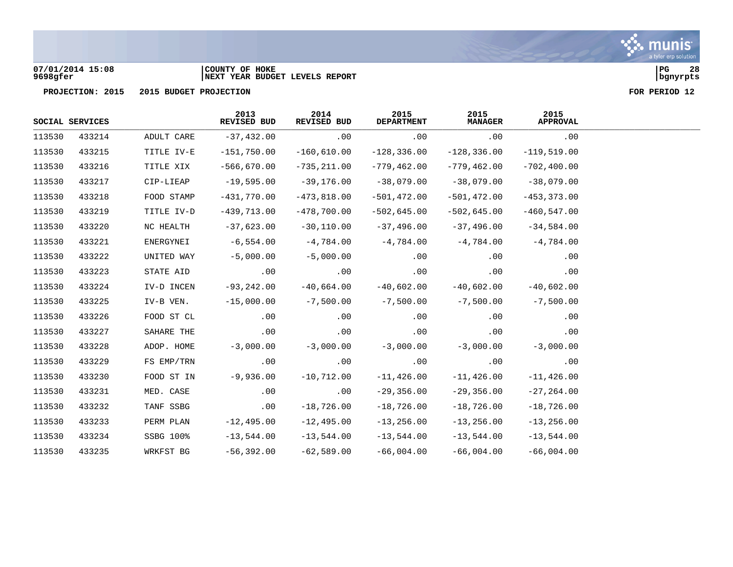07/01/2014 15:08
9698gfer

COUNTY OF HOKE
NEXT YEAR BUDGET LEVELS REPORT

PROJECTION: 2015    2015 BUDGET PROJECTION    FOR PERIOD 12

| SOCIAL SERVICES | | | 2013 REVISED BUD | 2014 REVISED BUD | 2015 DEPARTMENT | 2015 MANAGER | 2015 APPROVAL |
|---|---|---|---|---|---|---|---|
| 113530 | 433214 | ADULT CARE | -37,432.00 | .00 | .00 | .00 | .00 |
| 113530 | 433215 | TITLE IV-E | -151,750.00 | -160,610.00 | -128,336.00 | -128,336.00 | -119,519.00 |
| 113530 | 433216 | TITLE XIX | -566,670.00 | -735,211.00 | -779,462.00 | -779,462.00 | -702,400.00 |
| 113530 | 433217 | CIP-LIEAP | -19,595.00 | -39,176.00 | -38,079.00 | -38,079.00 | -38,079.00 |
| 113530 | 433218 | FOOD STAMP | -431,770.00 | -473,818.00 | -501,472.00 | -501,472.00 | -453,373.00 |
| 113530 | 433219 | TITLE IV-D | -439,713.00 | -478,700.00 | -502,645.00 | -502,645.00 | -460,547.00 |
| 113530 | 433220 | NC HEALTH | -37,623.00 | -30,110.00 | -37,496.00 | -37,496.00 | -34,584.00 |
| 113530 | 433221 | ENERGYNEI | -6,554.00 | -4,784.00 | -4,784.00 | -4,784.00 | -4,784.00 |
| 113530 | 433222 | UNITED WAY | -5,000.00 | -5,000.00 | .00 | .00 | .00 |
| 113530 | 433223 | STATE AID | .00 | .00 | .00 | .00 | .00 |
| 113530 | 433224 | IV-D INCEN | -93,242.00 | -40,664.00 | -40,602.00 | -40,602.00 | -40,602.00 |
| 113530 | 433225 | IV-B VEN. | -15,000.00 | -7,500.00 | -7,500.00 | -7,500.00 | -7,500.00 |
| 113530 | 433226 | FOOD ST CL | .00 | .00 | .00 | .00 | .00 |
| 113530 | 433227 | SAHARE THE | .00 | .00 | .00 | .00 | .00 |
| 113530 | 433228 | ADOP. HOME | -3,000.00 | -3,000.00 | -3,000.00 | -3,000.00 | -3,000.00 |
| 113530 | 433229 | FS EMP/TRN | .00 | .00 | .00 | .00 | .00 |
| 113530 | 433230 | FOOD ST IN | -9,936.00 | -10,712.00 | -11,426.00 | -11,426.00 | -11,426.00 |
| 113530 | 433231 | MED. CASE | .00 | .00 | -29,356.00 | -29,356.00 | -27,264.00 |
| 113530 | 433232 | TANF SSBG | .00 | -18,726.00 | -18,726.00 | -18,726.00 | -18,726.00 |
| 113530 | 433233 | PERM PLAN | -12,495.00 | -12,495.00 | -13,256.00 | -13,256.00 | -13,256.00 |
| 113530 | 433234 | SSBG 100% | -13,544.00 | -13,544.00 | -13,544.00 | -13,544.00 | -13,544.00 |
| 113530 | 433235 | WRKFST BG | -56,392.00 | -62,589.00 | -66,004.00 | -66,004.00 | -66,004.00 |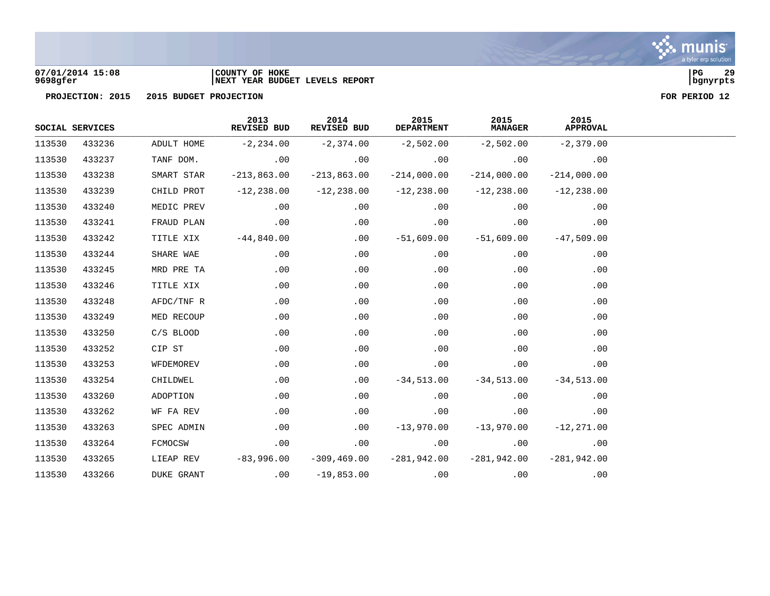**COUNTY OF HOKE**
**NEXT YEAR BUDGET LEVELS REPORT**

07/01/2014 15:08
9698gfer

**PROJECTION: 2015 2015 BUDGET PROJECTION** **FOR PERIOD 12**

| SOCIAL SERVICES | | | 2013 REVISED BUD | 2014 REVISED BUD | 2015 DEPARTMENT | 2015 MANAGER | 2015 APPROVAL |
|---|---|---|---|---|---|---|---|
| 113530 | 433236 | ADULT HOME | -2,234.00 | -2,374.00 | -2,502.00 | -2,502.00 | -2,379.00 |
| 113530 | 433237 | TANF DOM. | .00 | .00 | .00 | .00 | .00 |
| 113530 | 433238 | SMART STAR | -213,863.00 | -213,863.00 | -214,000.00 | -214,000.00 | -214,000.00 |
| 113530 | 433239 | CHILD PROT | -12,238.00 | -12,238.00 | -12,238.00 | -12,238.00 | -12,238.00 |
| 113530 | 433240 | MEDIC PREV | .00 | .00 | .00 | .00 | .00 |
| 113530 | 433241 | FRAUD PLAN | .00 | .00 | .00 | .00 | .00 |
| 113530 | 433242 | TITLE XIX | -44,840.00 | .00 | -51,609.00 | -51,609.00 | -47,509.00 |
| 113530 | 433244 | SHARE WAE | .00 | .00 | .00 | .00 | .00 |
| 113530 | 433245 | MRD PRE TA | .00 | .00 | .00 | .00 | .00 |
| 113530 | 433246 | TITLE XIX | .00 | .00 | .00 | .00 | .00 |
| 113530 | 433248 | AFDC/TNF R | .00 | .00 | .00 | .00 | .00 |
| 113530 | 433249 | MED RECOUP | .00 | .00 | .00 | .00 | .00 |
| 113530 | 433250 | C/S BLOOD | .00 | .00 | .00 | .00 | .00 |
| 113530 | 433252 | CIP ST | .00 | .00 | .00 | .00 | .00 |
| 113530 | 433253 | WFDEMOREV | .00 | .00 | .00 | .00 | .00 |
| 113530 | 433254 | CHILDWEL | .00 | .00 | -34,513.00 | -34,513.00 | -34,513.00 |
| 113530 | 433260 | ADOPTION | .00 | .00 | .00 | .00 | .00 |
| 113530 | 433262 | WF FA REV | .00 | .00 | .00 | .00 | .00 |
| 113530 | 433263 | SPEC ADMIN | .00 | .00 | -13,970.00 | -13,970.00 | -12,271.00 |
| 113530 | 433264 | FCMOCSW | .00 | .00 | .00 | .00 | .00 |
| 113530 | 433265 | LIEAP REV | -83,996.00 | -309,469.00 | -281,942.00 | -281,942.00 | -281,942.00 |
| 113530 | 433266 | DUKE GRANT | .00 | -19,853.00 | .00 | .00 | .00 |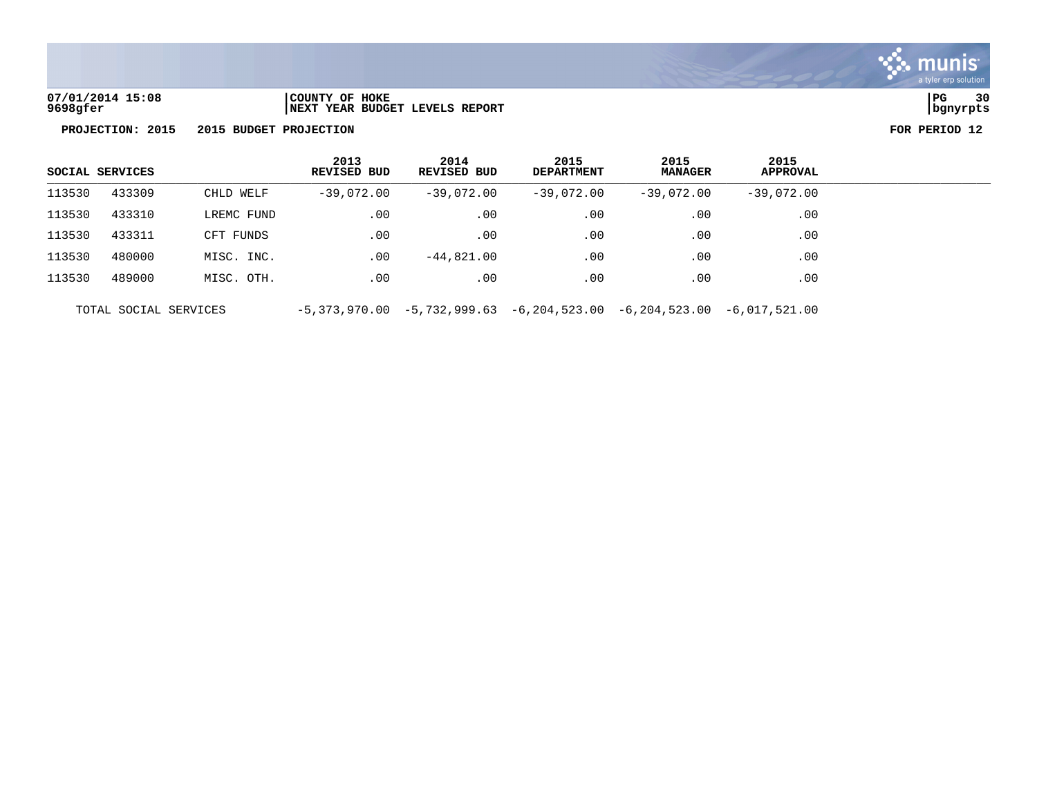07/01/2014 15:08 | COUNTY OF HOKE
9698gfer | NEXT YEAR BUDGET LEVELS REPORT

**PROJECTION: 2015 2015 BUDGET PROJECTION** **FOR PERIOD 12**

| SOCIAL SERVICES | | | 2013 REVISED BUD | 2014 REVISED BUD | 2015 DEPARTMENT | 2015 MANAGER | 2015 APPROVAL |
|---|---|---|---|---|---|---|---|
| 113530 | 433309 | CHLD WELF | -39,072.00 | -39,072.00 | -39,072.00 | -39,072.00 | -39,072.00 |
| 113530 | 433310 | LREMC FUND | .00 | .00 | .00 | .00 | .00 |
| 113530 | 433311 | CFT FUNDS | .00 | .00 | .00 | .00 | .00 |
| 113530 | 480000 | MISC. INC. | .00 | -44,821.00 | .00 | .00 | .00 |
| 113530 | 489000 | MISC. OTH. | .00 | .00 | .00 | .00 | .00 |
| TOTAL SOCIAL SERVICES | | | -5,373,970.00 | -5,732,999.63 | -6,204,523.00 | -6,204,523.00 | -6,017,521.00 |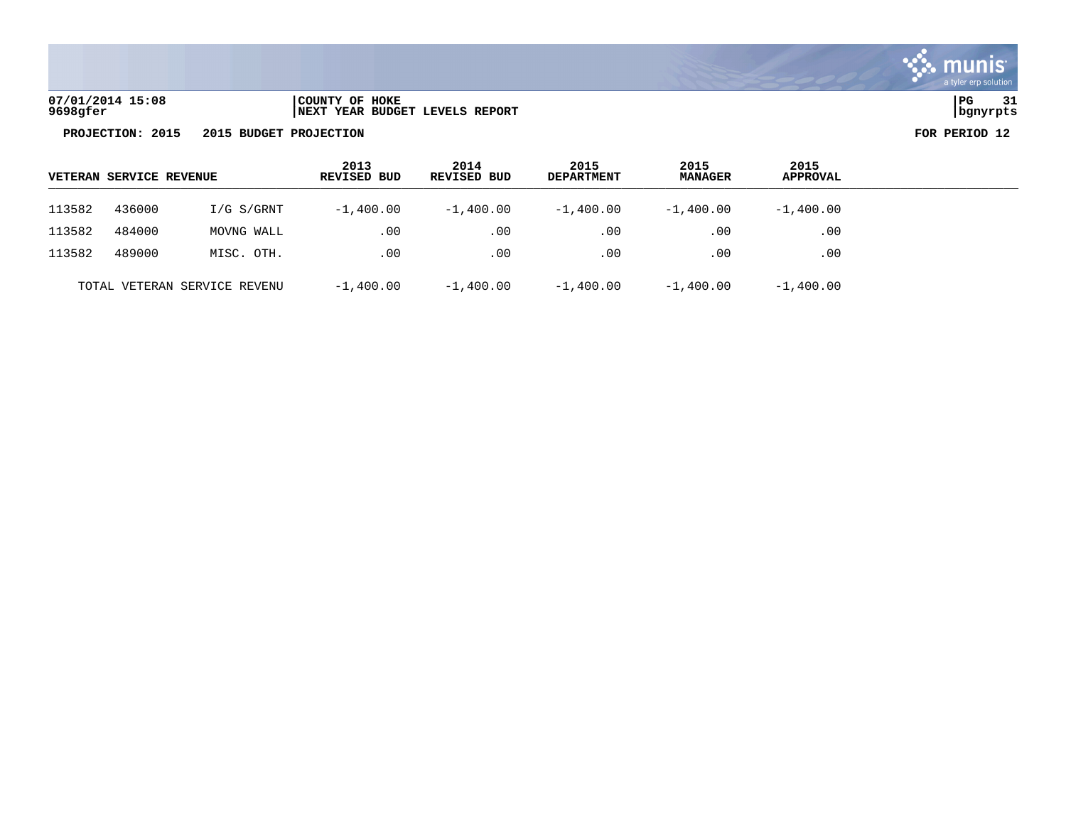07/01/2014 15:08 | COUNTY OF HOKE
9698gfer | NEXT YEAR BUDGET LEVELS REPORT | bgnyrpts

PROJECTION: 2015 2015 BUDGET PROJECTION FOR PERIOD 12

| VETERAN SERVICE REVENUE | | | 2013 REVISED BUD | 2014 REVISED BUD | 2015 DEPARTMENT | 2015 MANAGER | 2015 APPROVAL |
|---|---|---|---|---|---|---|---|
| 113582 | 436000 | I/G S/GRNT | -1,400.00 | -1,400.00 | -1,400.00 | -1,400.00 | -1,400.00 |
| 113582 | 484000 | MOVNG WALL | .00 | .00 | .00 | .00 | .00 |
| 113582 | 489000 | MISC. OTH. | .00 | .00 | .00 | .00 | .00 |
| TOTAL VETERAN SERVICE REVENU | | | -1,400.00 | -1,400.00 | -1,400.00 | -1,400.00 | -1,400.00 |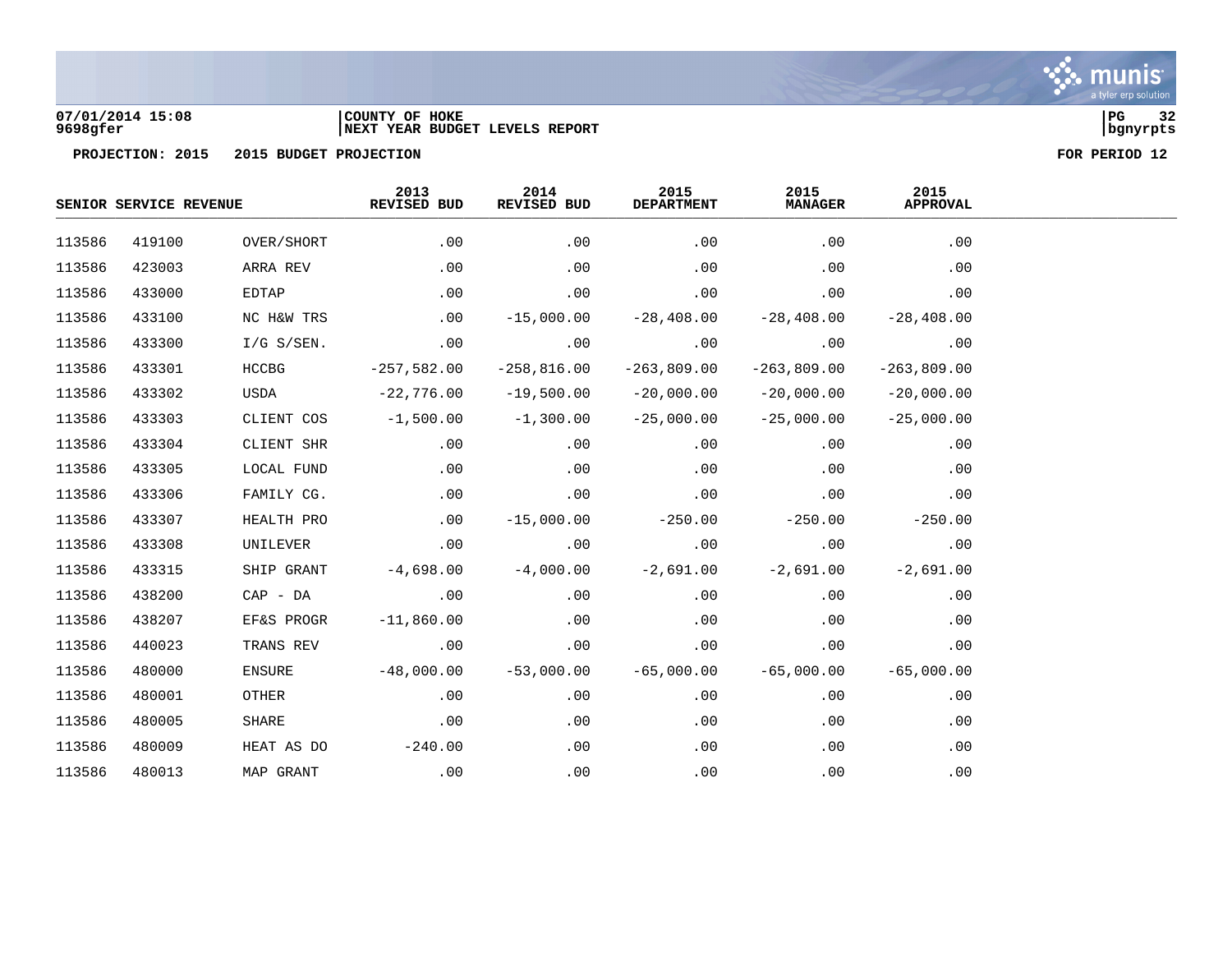PROJECTION: 2015 2015 BUDGET PROJECTION FOR PERIOD 12

| SENIOR SERVICE REVENUE | | | 2013 REVISED BUD | 2014 REVISED BUD | 2015 DEPARTMENT | 2015 MANAGER | 2015 APPROVAL |
|---|---|---|---|---|---|---|---|
| 113586 | 419100 | OVER/SHORT | .00 | .00 | .00 | .00 | .00 |
| 113586 | 423003 | ARRA REV | .00 | .00 | .00 | .00 | .00 |
| 113586 | 433000 | EDTAP | .00 | .00 | .00 | .00 | .00 |
| 113586 | 433100 | NC H&W TRS | .00 | -15,000.00 | -28,408.00 | -28,408.00 | -28,408.00 |
| 113586 | 433300 | I/G S/SEN. | .00 | .00 | .00 | .00 | .00 |
| 113586 | 433301 | HCCBG | -257,582.00 | -258,816.00 | -263,809.00 | -263,809.00 | -263,809.00 |
| 113586 | 433302 | USDA | -22,776.00 | -19,500.00 | -20,000.00 | -20,000.00 | -20,000.00 |
| 113586 | 433303 | CLIENT COS | -1,500.00 | -1,300.00 | -25,000.00 | -25,000.00 | -25,000.00 |
| 113586 | 433304 | CLIENT SHR | .00 | .00 | .00 | .00 | .00 |
| 113586 | 433305 | LOCAL FUND | .00 | .00 | .00 | .00 | .00 |
| 113586 | 433306 | FAMILY CG. | .00 | .00 | .00 | .00 | .00 |
| 113586 | 433307 | HEALTH PRO | .00 | -15,000.00 | -250.00 | -250.00 | -250.00 |
| 113586 | 433308 | UNILEVER | .00 | .00 | .00 | .00 | .00 |
| 113586 | 433315 | SHIP GRANT | -4,698.00 | -4,000.00 | -2,691.00 | -2,691.00 | -2,691.00 |
| 113586 | 438200 | CAP - DA | .00 | .00 | .00 | .00 | .00 |
| 113586 | 438207 | EF&S PROGR | -11,860.00 | .00 | .00 | .00 | .00 |
| 113586 | 440023 | TRANS REV | .00 | .00 | .00 | .00 | .00 |
| 113586 | 480000 | ENSURE | -48,000.00 | -53,000.00 | -65,000.00 | -65,000.00 | -65,000.00 |
| 113586 | 480001 | OTHER | .00 | .00 | .00 | .00 | .00 |
| 113586 | 480005 | SHARE | .00 | .00 | .00 | .00 | .00 |
| 113586 | 480009 | HEAT AS DO | -240.00 | .00 | .00 | .00 | .00 |
| 113586 | 480013 | MAP GRANT | .00 | .00 | .00 | .00 | .00 |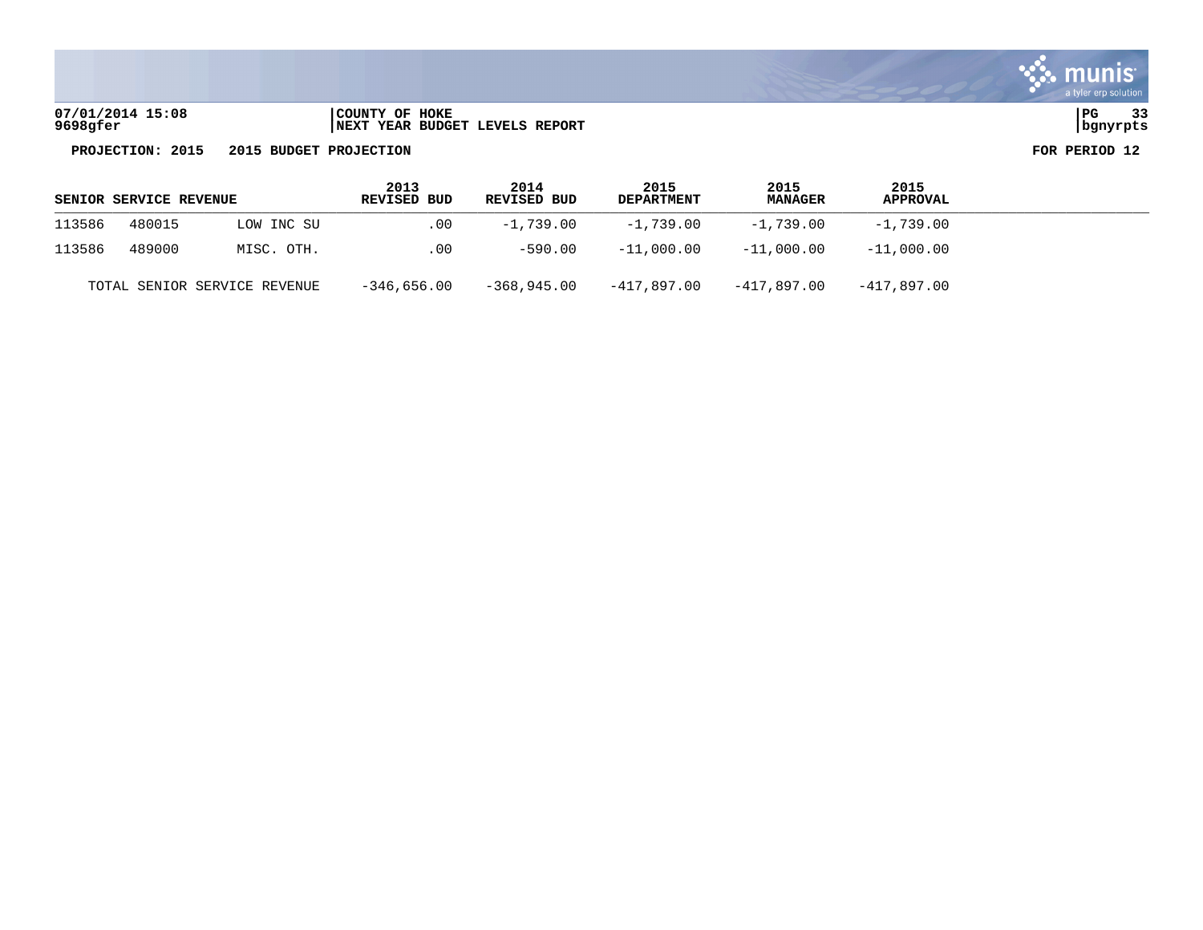07/01/2014 15:08 | COUNTY OF HOKE
9698gfer | NEXT YEAR BUDGET LEVELS REPORT

**PROJECTION: 2015 2015 BUDGET PROJECTION** **FOR PERIOD 12**

| SENIOR SERVICE REVENUE | | | 2013 REVISED BUD | 2014 REVISED BUD | 2015 DEPARTMENT | 2015 MANAGER | 2015 APPROVAL |
|---|---|---|---|---|---|---|---|
| 113586 | 480015 | LOW INC SU | .00 | -1,739.00 | -1,739.00 | -1,739.00 | -1,739.00 |
| 113586 | 489000 | MISC. OTH. | .00 | -590.00 | -11,000.00 | -11,000.00 | -11,000.00 |
| TOTAL SENIOR SERVICE REVENUE | | | -346,656.00 | -368,945.00 | -417,897.00 | -417,897.00 | -417,897.00 |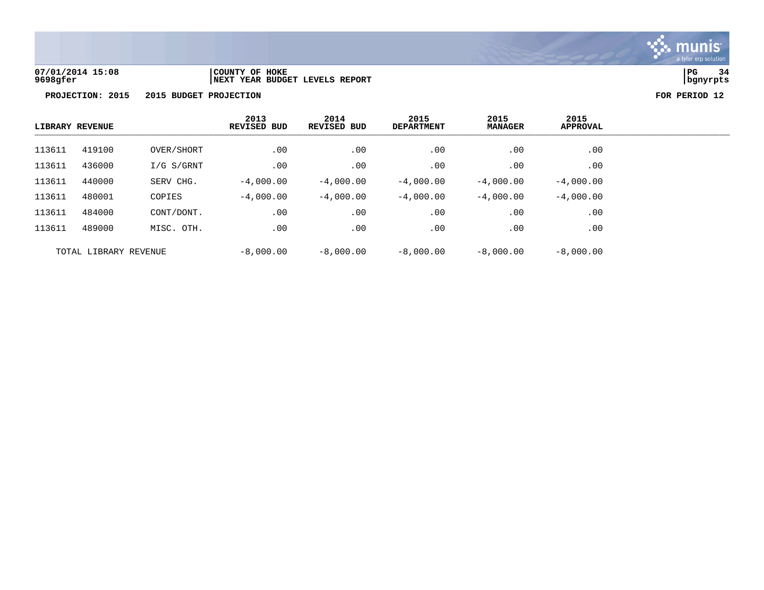07/01/2014 15:08 | COUNTY OF HOKE
9698gfer | NEXT YEAR BUDGET LEVELS REPORT

**PROJECTION: 2015 2015 BUDGET PROJECTION** **FOR PERIOD 12**

| LIBRARY REVENUE | | | 2013 REVISED BUD | 2014 REVISED BUD | 2015 DEPARTMENT | 2015 MANAGER | 2015 APPROVAL |
|---|---|---|---|---|---|---|---|
| 113611 | 419100 | OVER/SHORT | .00 | .00 | .00 | .00 | .00 |
| 113611 | 436000 | I/G S/GRNT | .00 | .00 | .00 | .00 | .00 |
| 113611 | 440000 | SERV CHG. | -4,000.00 | -4,000.00 | -4,000.00 | -4,000.00 | -4,000.00 |
| 113611 | 480001 | COPIES | -4,000.00 | -4,000.00 | -4,000.00 | -4,000.00 | -4,000.00 |
| 113611 | 484000 | CONT/DONT. | .00 | .00 | .00 | .00 | .00 |
| 113611 | 489000 | MISC. OTH. | .00 | .00 | .00 | .00 | .00 |
| TOTAL LIBRARY REVENUE | | | -8,000.00 | -8,000.00 | -8,000.00 | -8,000.00 | -8,000.00 |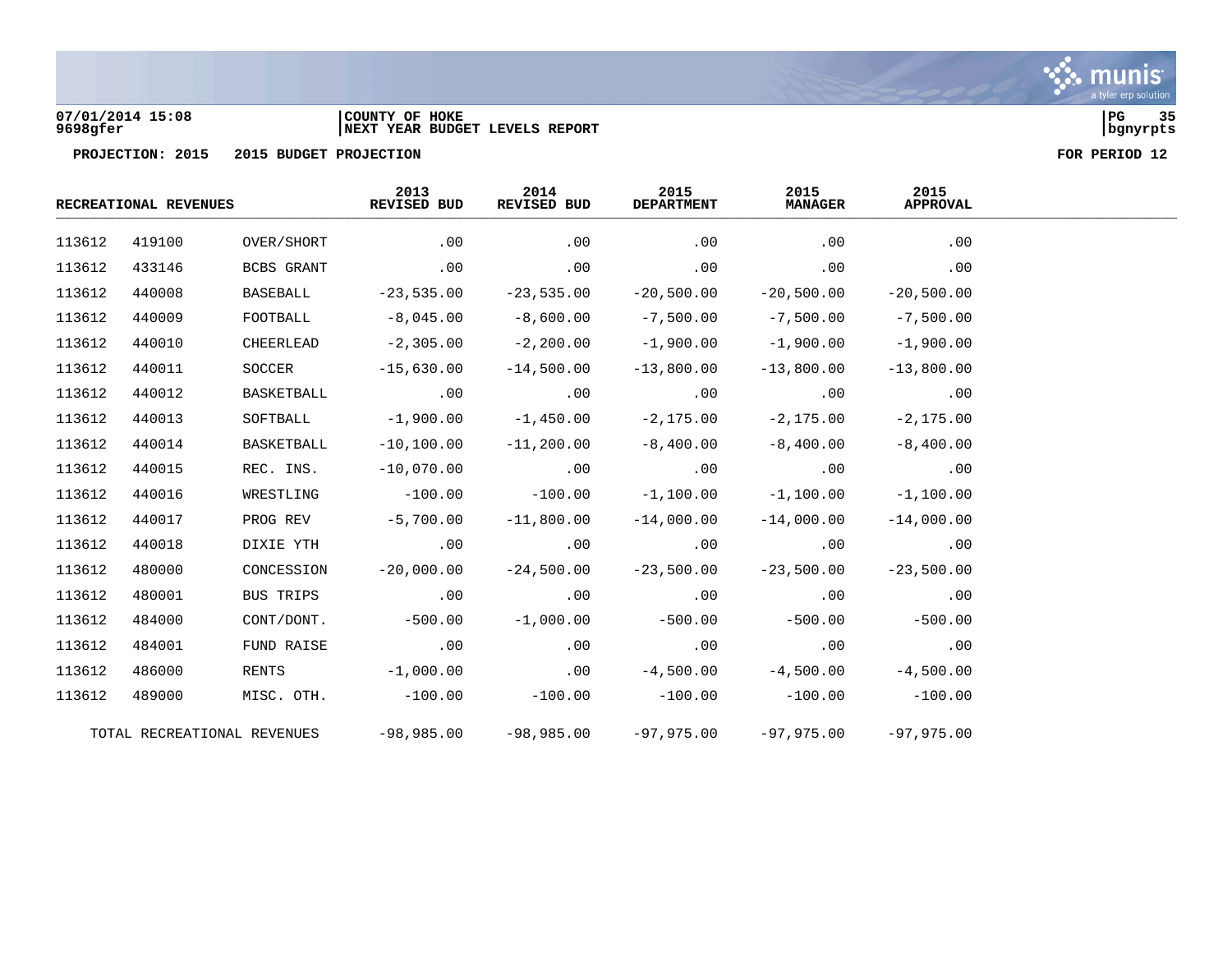07/01/2014 15:08
9698gfer

COUNTY OF HOKE
NEXT YEAR BUDGET LEVELS REPORT

**PROJECTION: 2015 2015 BUDGET PROJECTION** **FOR PERIOD 12**

| RECREATIONAL REVENUES | | | 2013 REVISED BUD | 2014 REVISED BUD | 2015 DEPARTMENT | 2015 MANAGER | 2015 APPROVAL |
|---|---|---|---|---|---|---|---|
| 113612 | 419100 | OVER/SHORT | .00 | .00 | .00 | .00 | .00 |
| 113612 | 433146 | BCBS GRANT | .00 | .00 | .00 | .00 | .00 |
| 113612 | 440008 | BASEBALL | -23,535.00 | -23,535.00 | -20,500.00 | -20,500.00 | -20,500.00 |
| 113612 | 440009 | FOOTBALL | -8,045.00 | -8,600.00 | -7,500.00 | -7,500.00 | -7,500.00 |
| 113612 | 440010 | CHEERLEAD | -2,305.00 | -2,200.00 | -1,900.00 | -1,900.00 | -1,900.00 |
| 113612 | 440011 | SOCCER | -15,630.00 | -14,500.00 | -13,800.00 | -13,800.00 | -13,800.00 |
| 113612 | 440012 | BASKETBALL | .00 | .00 | .00 | .00 | .00 |
| 113612 | 440013 | SOFTBALL | -1,900.00 | -1,450.00 | -2,175.00 | -2,175.00 | -2,175.00 |
| 113612 | 440014 | BASKETBALL | -10,100.00 | -11,200.00 | -8,400.00 | -8,400.00 | -8,400.00 |
| 113612 | 440015 | REC. INS. | -10,070.00 | .00 | .00 | .00 | .00 |
| 113612 | 440016 | WRESTLING | -100.00 | -100.00 | -1,100.00 | -1,100.00 | -1,100.00 |
| 113612 | 440017 | PROG REV | -5,700.00 | -11,800.00 | -14,000.00 | -14,000.00 | -14,000.00 |
| 113612 | 440018 | DIXIE YTH | .00 | .00 | .00 | .00 | .00 |
| 113612 | 480000 | CONCESSION | -20,000.00 | -24,500.00 | -23,500.00 | -23,500.00 | -23,500.00 |
| 113612 | 480001 | BUS TRIPS | .00 | .00 | .00 | .00 | .00 |
| 113612 | 484000 | CONT/DONT. | -500.00 | -1,000.00 | -500.00 | -500.00 | -500.00 |
| 113612 | 484001 | FUND RAISE | .00 | .00 | .00 | .00 | .00 |
| 113612 | 486000 | RENTS | -1,000.00 | .00 | -4,500.00 | -4,500.00 | -4,500.00 |
| 113612 | 489000 | MISC. OTH. | -100.00 | -100.00 | -100.00 | -100.00 | -100.00 |
| TOTAL RECREATIONAL REVENUES | | | -98,985.00 | -98,985.00 | -97,975.00 | -97,975.00 | -97,975.00 |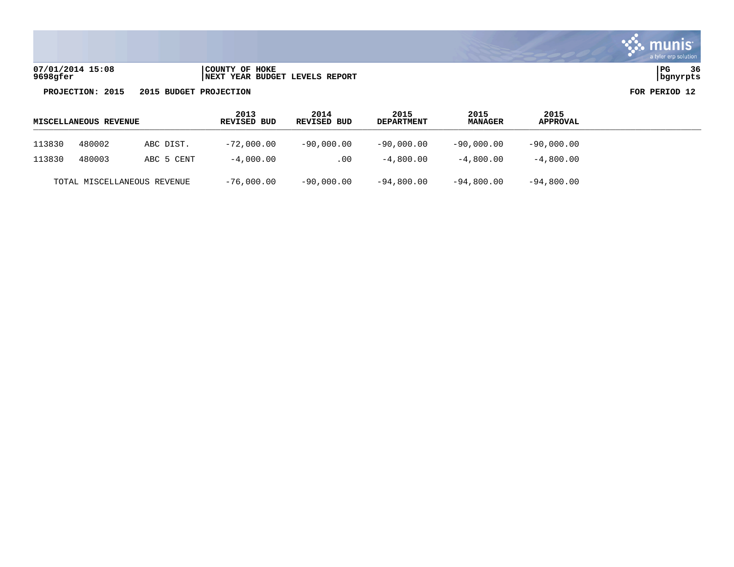07/01/2014 15:08 | COUNTY OF HOKE
9698gfer | NEXT YEAR BUDGET LEVELS REPORT

**PROJECTION: 2015 2015 BUDGET PROJECTION** **FOR PERIOD 12**

| MISCELLANEOUS REVENUE | | | 2013 REVISED BUD | 2014 REVISED BUD | 2015 DEPARTMENT | 2015 MANAGER | 2015 APPROVAL |
|---|---|---|---|---|---|---|---|
| 113830 | 480002 | ABC DIST. | -72,000.00 | -90,000.00 | -90,000.00 | -90,000.00 | -90,000.00 |
| 113830 | 480003 | ABC 5 CENT | -4,000.00 | .00 | -4,800.00 | -4,800.00 | -4,800.00 |
| TOTAL MISCELLANEOUS REVENUE | | | -76,000.00 | -90,000.00 | -94,800.00 | -94,800.00 | -94,800.00 |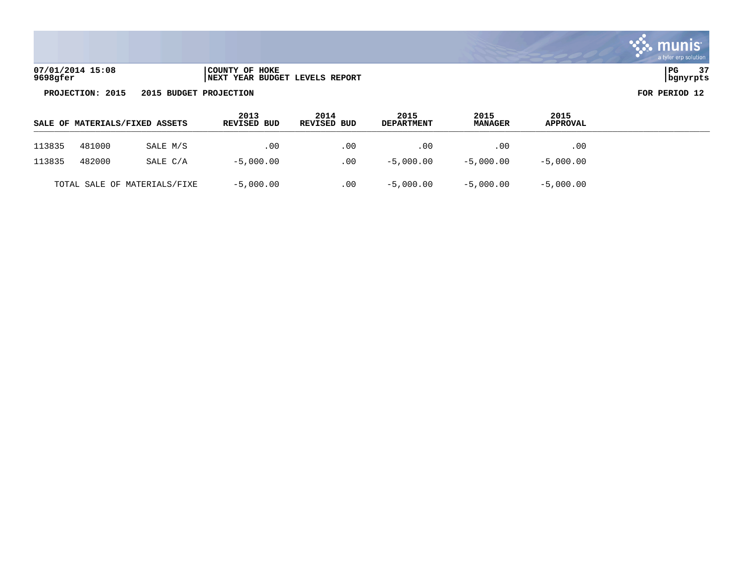07/01/2014 15:08 | COUNTY OF HOKE | PG 37
9698gfer | NEXT YEAR BUDGET LEVELS REPORT | bgnyrpts

**PROJECTION: 2015 2015 BUDGET PROJECTION** **FOR PERIOD 12**

| SALE OF MATERIALS/FIXED ASSETS | | | 2013 REVISED BUD | 2014 REVISED BUD | 2015 DEPARTMENT | 2015 MANAGER | 2015 APPROVAL |
|---|---|---|---|---|---|---|---|
| 113835 | 481000 | SALE M/S | .00 | .00 | .00 | .00 | .00 |
| 113835 | 482000 | SALE C/A | -5,000.00 | .00 | -5,000.00 | -5,000.00 | -5,000.00 |
| TOTAL SALE OF MATERIALS/FIXE | | | -5,000.00 | .00 | -5,000.00 | -5,000.00 | -5,000.00 |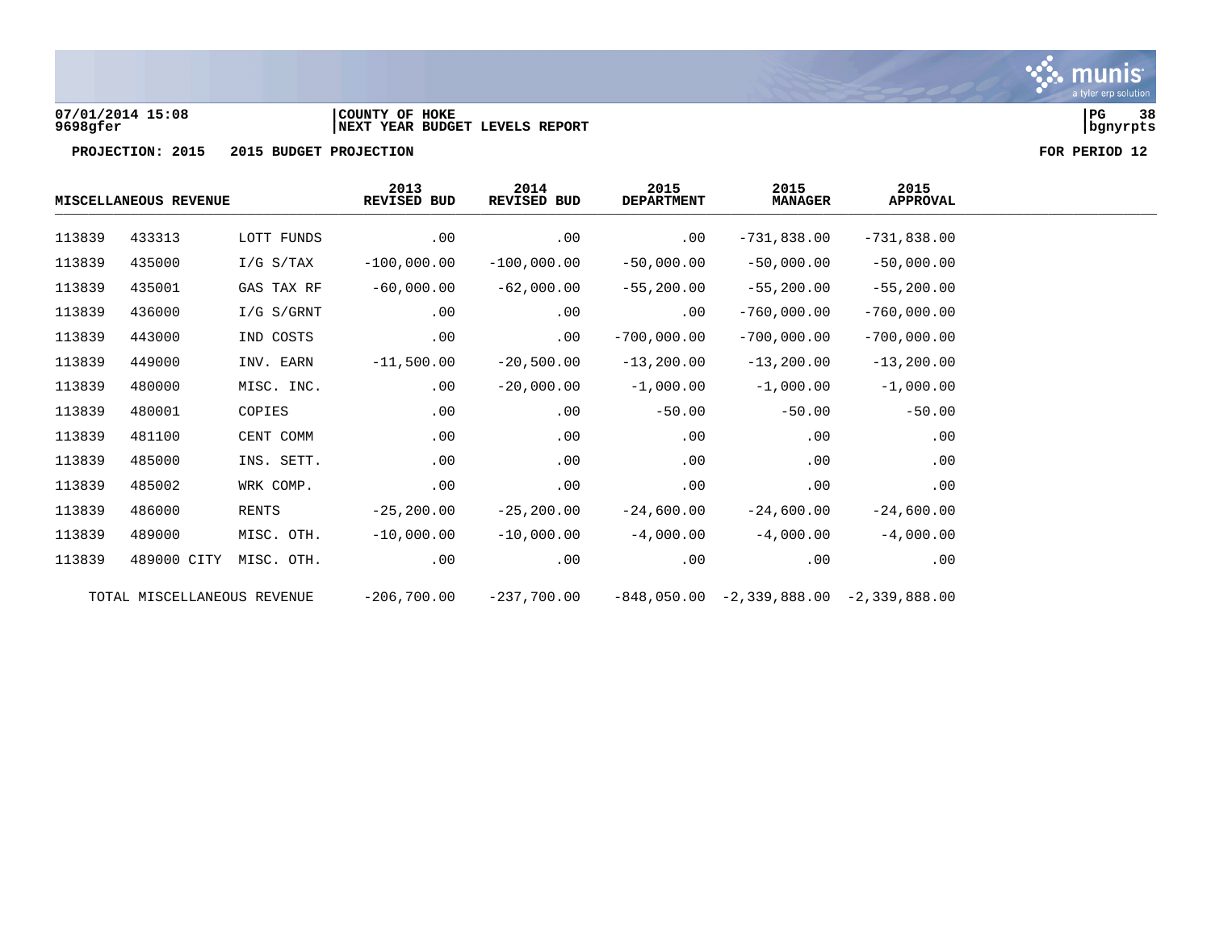**07/01/2014 15:08** **COUNTY OF HOKE**
**9698gfer** **NEXT YEAR BUDGET LEVELS REPORT**

**PROJECTION: 2015 2015 BUDGET PROJECTION** **FOR PERIOD 12**

| MISCELLANEOUS REVENUE | | | 2013 REVISED BUD | 2014 REVISED BUD | 2015 DEPARTMENT | 2015 MANAGER | 2015 APPROVAL |
|---|---|---|---|---|---|---|---|
| 113839 | 433313 | LOTT FUNDS | .00 | .00 | .00 | -731,838.00 | -731,838.00 |
| 113839 | 435000 | I/G S/TAX | -100,000.00 | -100,000.00 | -50,000.00 | -50,000.00 | -50,000.00 |
| 113839 | 435001 | GAS TAX RF | -60,000.00 | -62,000.00 | -55,200.00 | -55,200.00 | -55,200.00 |
| 113839 | 436000 | I/G S/GRNT | .00 | .00 | .00 | -760,000.00 | -760,000.00 |
| 113839 | 443000 | IND COSTS | .00 | .00 | -700,000.00 | -700,000.00 | -700,000.00 |
| 113839 | 449000 | INV. EARN | -11,500.00 | -20,500.00 | -13,200.00 | -13,200.00 | -13,200.00 |
| 113839 | 480000 | MISC. INC. | .00 | -20,000.00 | -1,000.00 | -1,000.00 | -1,000.00 |
| 113839 | 480001 | COPIES | .00 | .00 | -50.00 | -50.00 | -50.00 |
| 113839 | 481100 | CENT COMM | .00 | .00 | .00 | .00 | .00 |
| 113839 | 485000 | INS. SETT. | .00 | .00 | .00 | .00 | .00 |
| 113839 | 485002 | WRK COMP. | .00 | .00 | .00 | .00 | .00 |
| 113839 | 486000 | RENTS | -25,200.00 | -25,200.00 | -24,600.00 | -24,600.00 | -24,600.00 |
| 113839 | 489000 | MISC. OTH. | -10,000.00 | -10,000.00 | -4,000.00 | -4,000.00 | -4,000.00 |
| 113839 | 489000 CITY | MISC. OTH. | .00 | .00 | .00 | .00 | .00 |
| TOTAL MISCELLANEOUS REVENUE | | | -206,700.00 | -237,700.00 | -848,050.00 | -2,339,888.00 | -2,339,888.00 |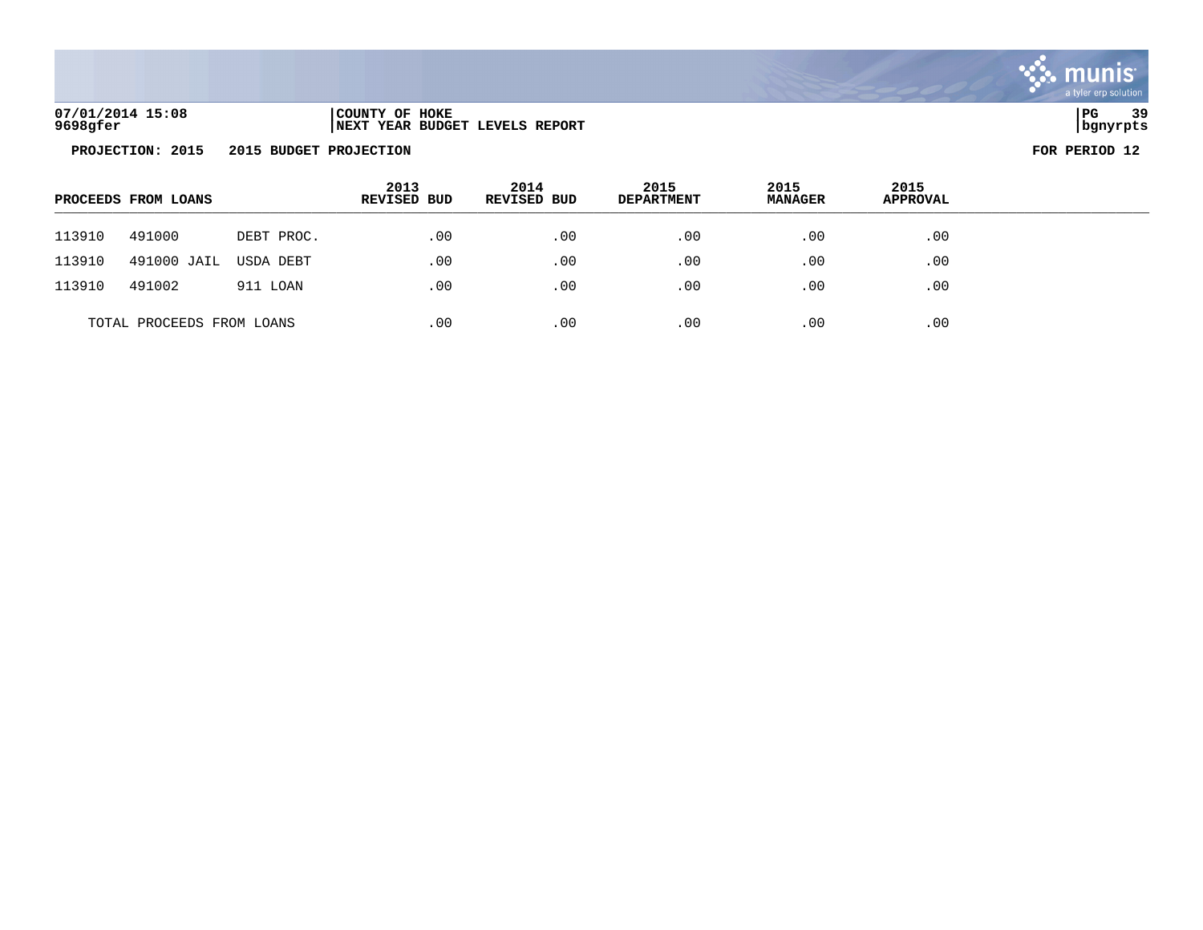07/01/2014 15:08 | COUNTY OF HOKE
9698gfer | NEXT YEAR BUDGET LEVELS REPORT

**PROJECTION: 2015 2015 BUDGET PROJECTION** **FOR PERIOD 12**

| PROCEEDS FROM LOANS | | | 2013 REVISED BUD | 2014 REVISED BUD | 2015 DEPARTMENT | 2015 MANAGER | 2015 APPROVAL |
|---|---|---|---|---|---|---|---|
| 113910 | 491000 | DEBT PROC. | .00 | .00 | .00 | .00 | .00 |
| 113910 | 491000 JAIL | USDA DEBT | .00 | .00 | .00 | .00 | .00 |
| 113910 | 491002 | 911 LOAN | .00 | .00 | .00 | .00 | .00 |
| TOTAL PROCEEDS FROM LOANS | | | .00 | .00 | .00 | .00 | .00 |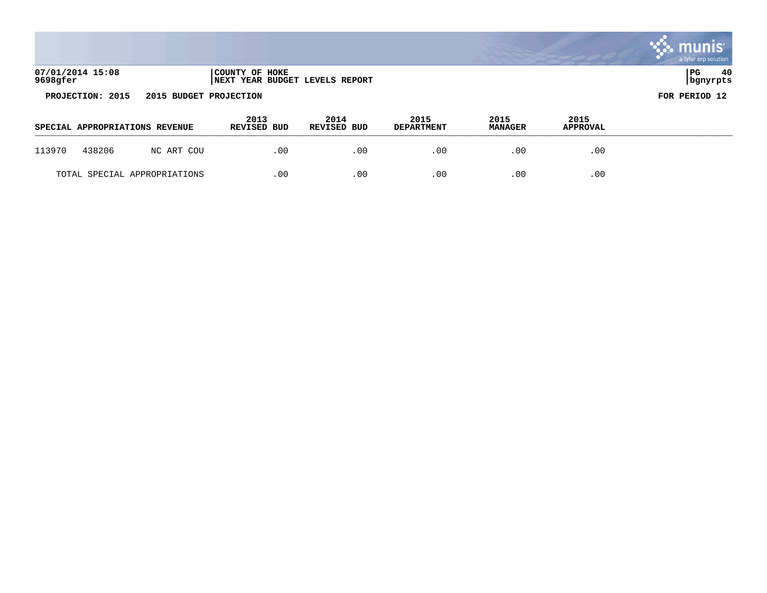07/01/2014 15:08
9698gfer

COUNTY OF HOKE
NEXT YEAR BUDGET LEVELS REPORT

PG 40
bgnyrpts

**PROJECTION: 2015 2015 BUDGET PROJECTION**

**FOR PERIOD 12**

| SPECIAL APPROPRIATIONS REVENUE | | | 2013 REVISED BUD | 2014 REVISED BUD | 2015 DEPARTMENT | 2015 MANAGER | 2015 APPROVAL |
|---|---|---|---|---|---|---|---|
| 113970 | 438206 | NC ART COU | .00 | .00 | .00 | .00 | .00 |
| TOTAL SPECIAL APPROPRIATIONS | | | .00 | .00 | .00 | .00 | .00 |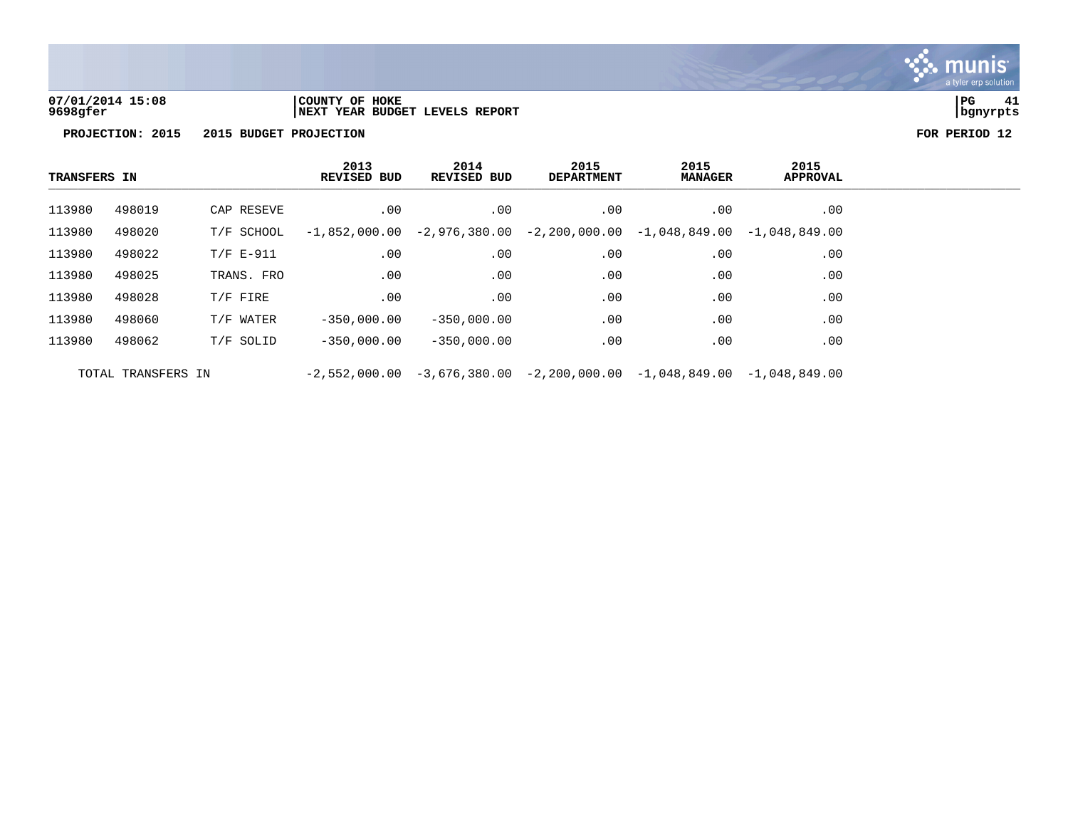**COUNTY OF HOKE**
**NEXT YEAR BUDGET LEVELS REPORT**

**PROJECTION: 2015 2015 BUDGET PROJECTION** **FOR PERIOD 12**

| TRANSFERS IN | | | 2013 REVISED BUD | 2014 REVISED BUD | 2015 DEPARTMENT | 2015 MANAGER | 2015 APPROVAL |
|---|---|---|---|---|---|---|---|
| 113980 | 498019 | CAP RESEVE | .00 | .00 | .00 | .00 | .00 |
| 113980 | 498020 | T/F SCHOOL | -1,852,000.00 | -2,976,380.00 | -2,200,000.00 | -1,048,849.00 | -1,048,849.00 |
| 113980 | 498022 | T/F E-911 | .00 | .00 | .00 | .00 | .00 |
| 113980 | 498025 | TRANS. FRO | .00 | .00 | .00 | .00 | .00 |
| 113980 | 498028 | T/F FIRE | .00 | .00 | .00 | .00 | .00 |
| 113980 | 498060 | T/F WATER | -350,000.00 | -350,000.00 | .00 | .00 | .00 |
| 113980 | 498062 | T/F SOLID | -350,000.00 | -350,000.00 | .00 | .00 | .00 |
| TOTAL TRANSFERS IN | | | -2,552,000.00 | -3,676,380.00 | -2,200,000.00 | -1,048,849.00 | -1,048,849.00 |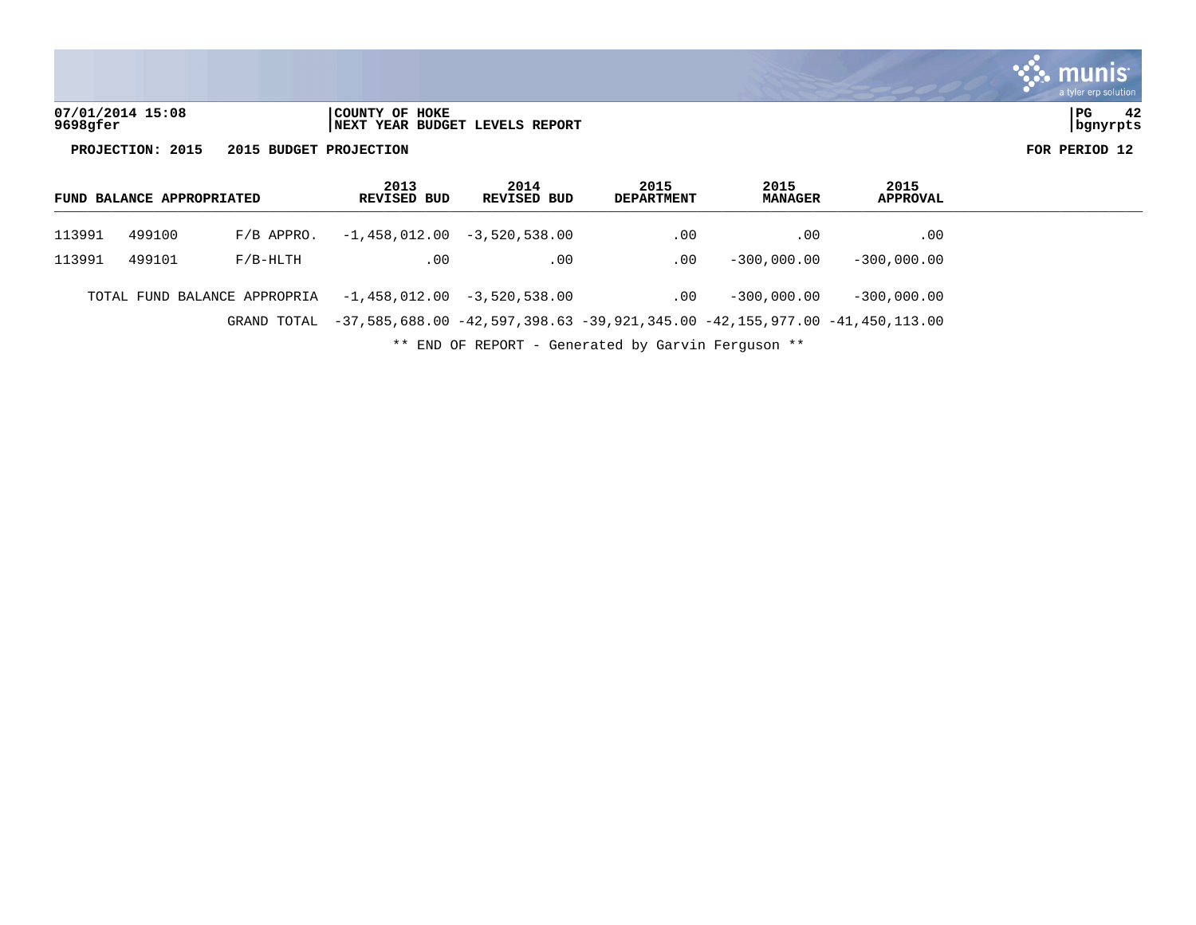07/01/2014 15:08
9698gfer

COUNTY OF HOKE
NEXT YEAR BUDGET LEVELS REPORT

bgnyrpts

PROJECTION: 2015 2015 BUDGET PROJECTION

FOR PERIOD 12

| FUND BALANCE APPROPRIATED | | | 2013 REVISED BUD | 2014 REVISED BUD | 2015 DEPARTMENT | 2015 MANAGER | 2015 APPROVAL |
|---|---|---|---|---|---|---|---|
| 113991 | 499100 | F/B APPRO. | -1,458,012.00 | -3,520,538.00 | .00 | .00 | .00 |
| 113991 | 499101 | F/B-HLTH | .00 | .00 | .00 | -300,000.00 | -300,000.00 |
| TOTAL FUND BALANCE APPROPRIA | | | -1,458,012.00 | -3,520,538.00 | .00 | -300,000.00 | -300,000.00 |
| | | GRAND TOTAL | -37,585,688.00 | -42,597,398.63 | -39,921,345.00 | -42,155,977.00 | -41,450,113.00 |

** END OF REPORT - Generated by Garvin Ferguson **